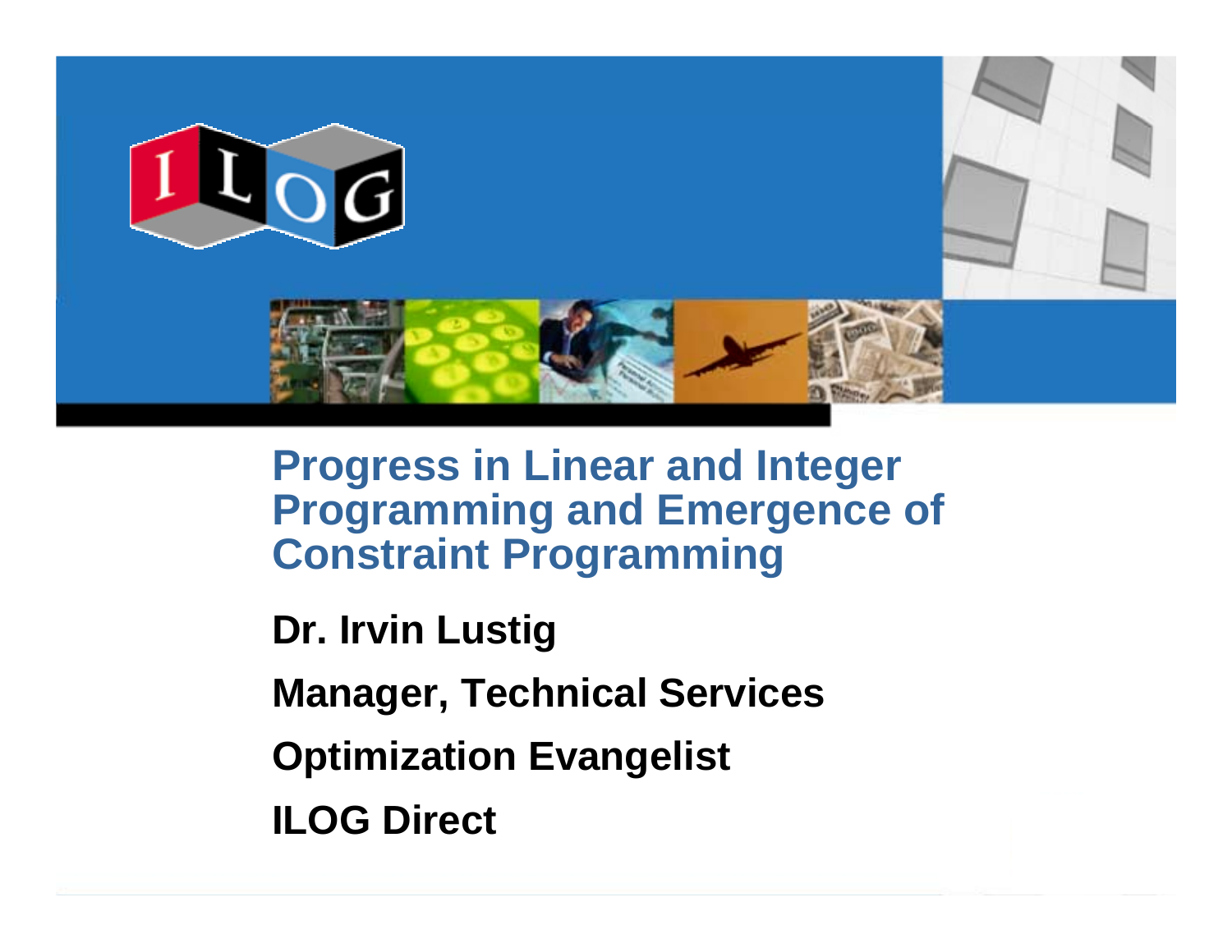# Progress in Linear and Integer Programming and Emergence of Constraint Programming

**Dr. Irvin Lustig**

**Manager, Technical Services**

**Optimization Evangelist**

**ILOG Direct**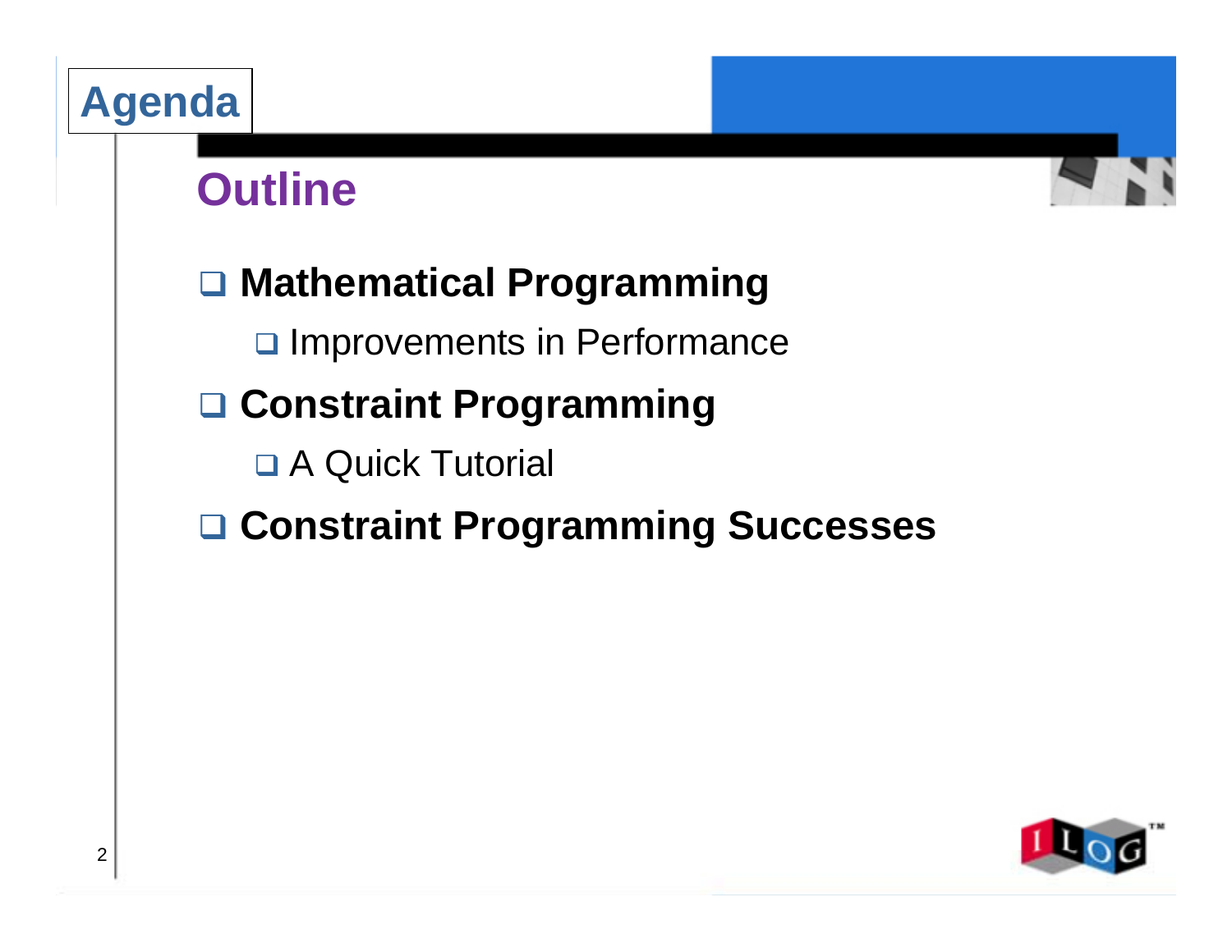# Agenda

## Outline

- **Mathematical Programming**
  - Improvements in Performance
- **Constraint Programming**
  - A Quick Tutorial
- **Constraint Programming Successes**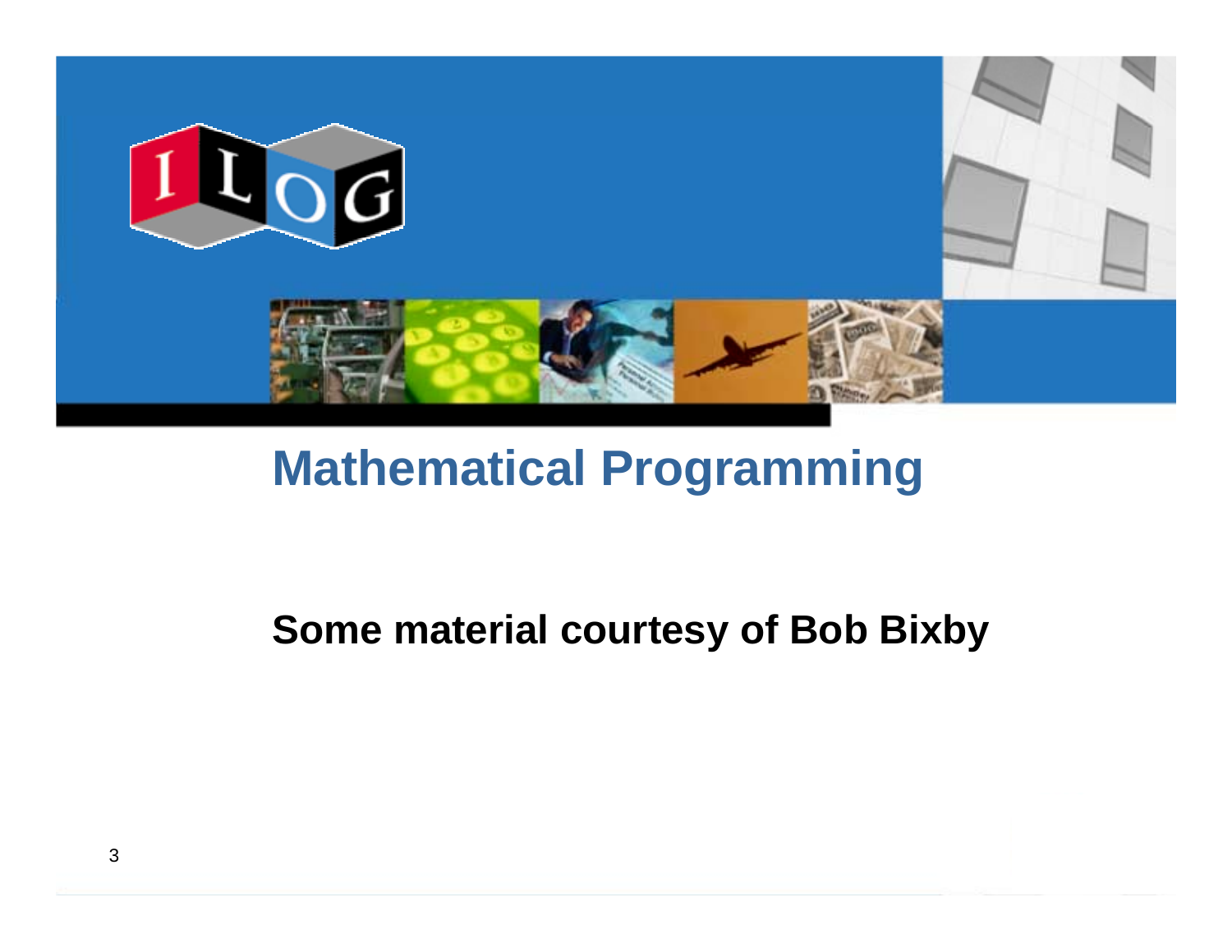# Mathematical Programming

**Some material courtesy of Bob Bixby**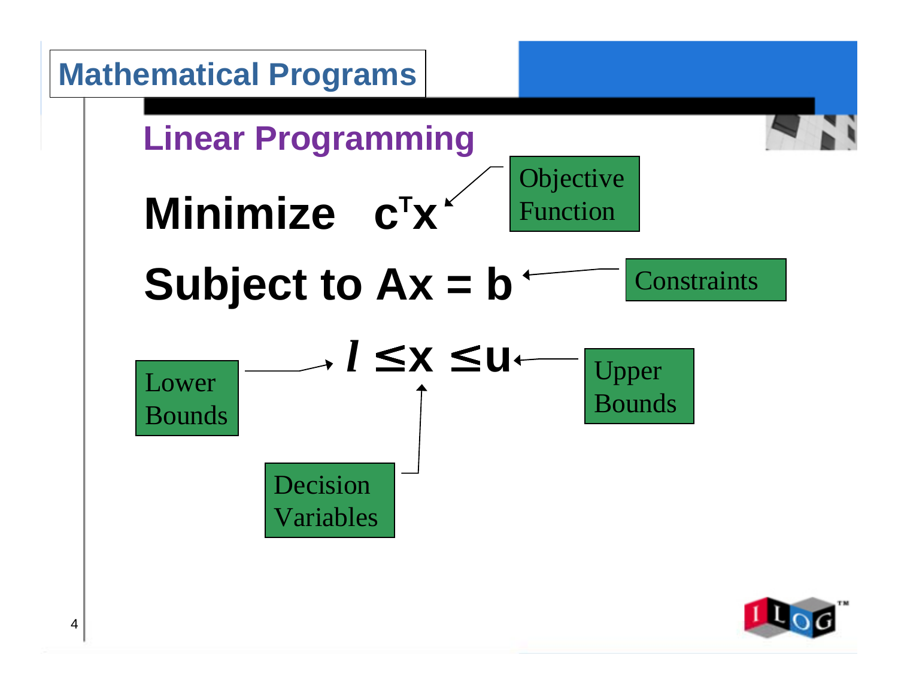# Mathematical Programs

## Linear Programming

**Minimize** $c^T x$ ← Objective Function

**Subject to** $Ax = b$ ← Constraints

$$l \leq x \leq u$$

- Lower Bounds → $l$
- Decision Variables → $x$
- Upper Bounds → $u$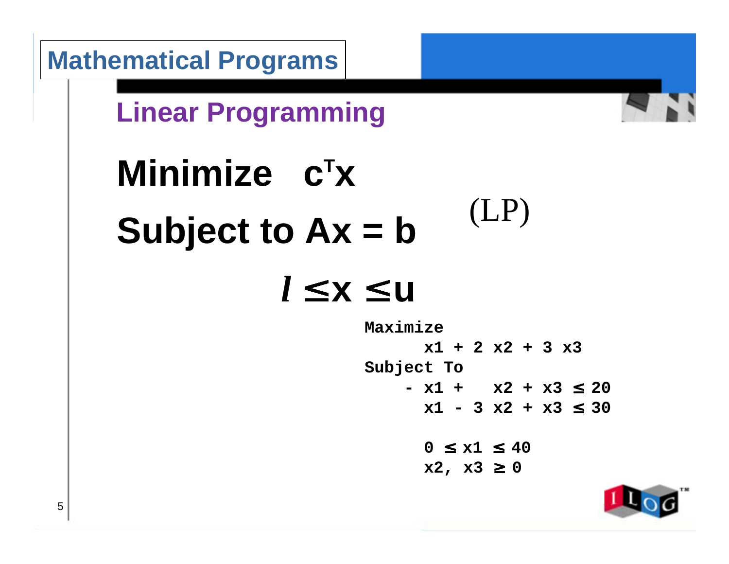# Mathematical Programs

## Linear Programming

$$
\begin{aligned}
\textbf{Minimize} \quad & c^T x \\
\textbf{Subject to} \quad & Ax = b \qquad \text{(LP)} \\
& l \leq x \leq u
\end{aligned}
$$

```
Maximize
      x1 + 2 x2 + 3 x3
Subject To
    - x1 +   x2 + x3 ≤ 20
      x1 - 3 x2 + x3 ≤ 30

      0 ≤ x1 ≤ 40
      x2, x3 ≥ 0
```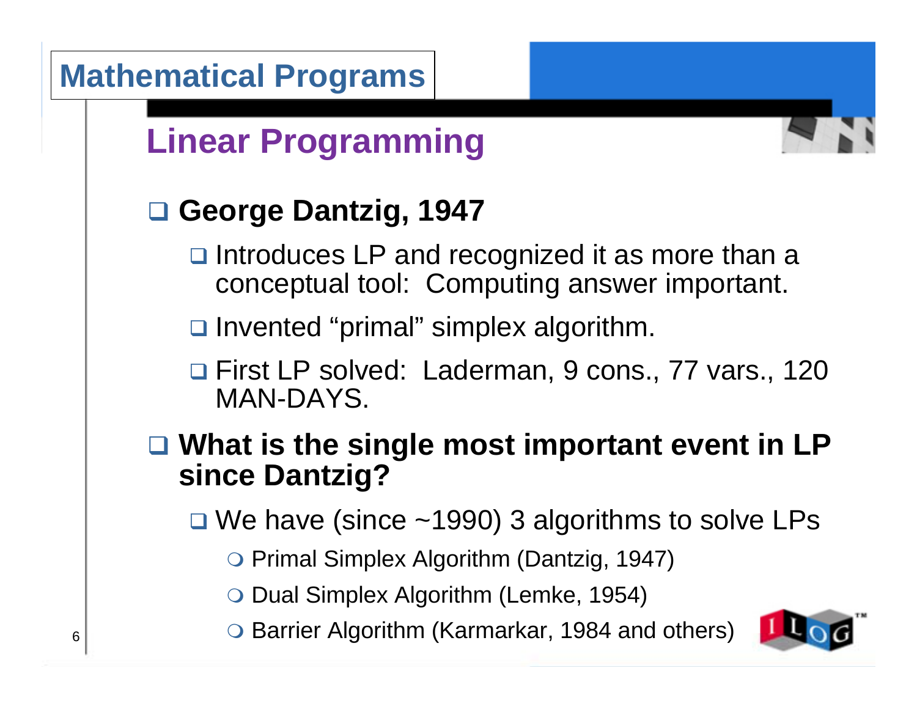# Mathematical Programs

## Linear Programming

- **George Dantzig, 1947**
  - Introduces LP and recognized it as more than a conceptual tool:  Computing answer important.
  - Invented “primal” simplex algorithm.
  - First LP solved:  Laderman, 9 cons., 77 vars., 120 MAN-DAYS.
- **What is the single most important event in LP since Dantzig?**
  - We have (since ~1990) 3 algorithms to solve LPs
    - Primal Simplex Algorithm (Dantzig, 1947)
    - Dual Simplex Algorithm (Lemke, 1954)
    - Barrier Algorithm (Karmarkar, 1984 and others)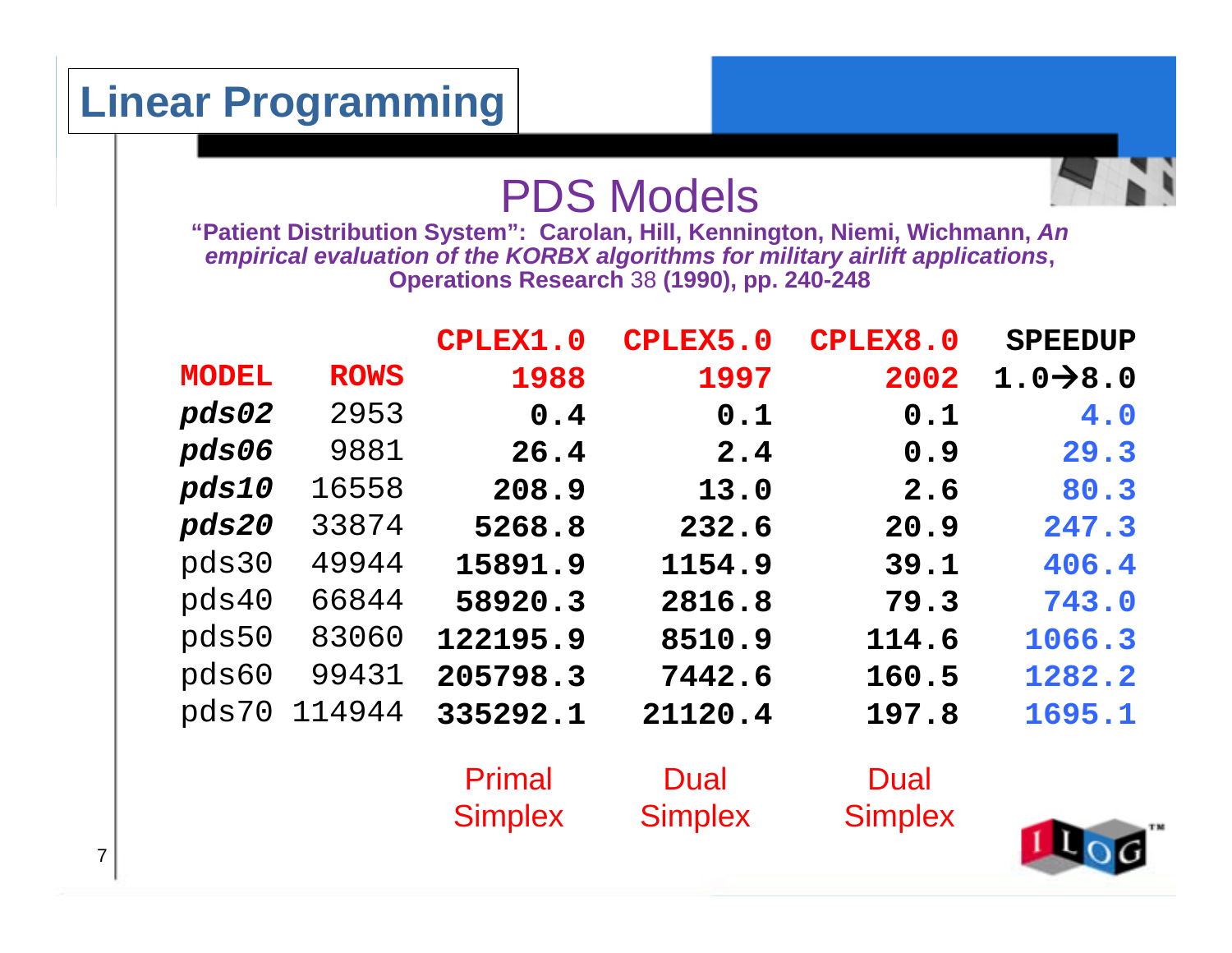# Linear Programming

## PDS Models

**"Patient Distribution System": Carolan, Hill, Kennington, Niemi, Wichmann, *An empirical evaluation of the KORBX algorithms for military airlift applications*, Operations Research** 38 **(1990), pp. 240-248**

| MODEL | ROWS | CPLEX1.0 1988 | CPLEX5.0 1997 | CPLEX8.0 2002 | SPEEDUP 1.0→8.0 |
|---|---|---|---|---|---|
| ***pds02*** | 2953 | **0.4** | **0.1** | **0.1** | 4.0 |
| ***pds06*** | 9881 | **26.4** | **2.4** | **0.9** | 29.3 |
| ***pds10*** | 16558 | **208.9** | **13.0** | **2.6** | 80.3 |
| ***pds20*** | 33874 | **5268.8** | **232.6** | **20.9** | 247.3 |
| pds30 | 49944 | **15891.9** | **1154.9** | **39.1** | 406.4 |
| pds40 | 66844 | **58920.3** | **2816.8** | **79.3** | 743.0 |
| pds50 | 83060 | **122195.9** | **8510.9** | **114.6** | 1066.3 |
| pds60 | 99431 | **205798.3** | **7442.6** | **160.5** | 1282.2 |
| pds70 | 114944 | **335292.1** | **21120.4** | **197.8** | 1695.1 |
| | | Primal Simplex | Dual Simplex | Dual Simplex | |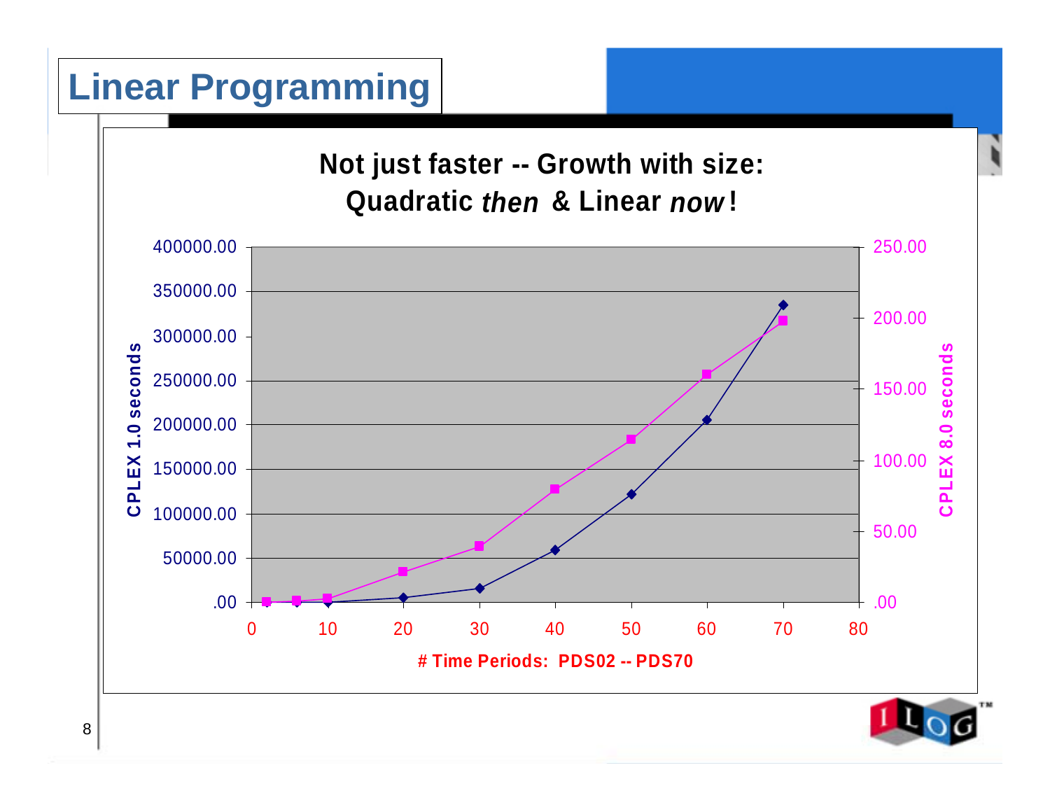# Linear Programming

**Not just faster -- Growth with size: Quadratic *then* & Linear *now*!**

CPLEX 1.0 seconds (left axis: .00 – 400000.00) and CPLEX 8.0 seconds (right axis: .00 – 250.00) vs. # Time Periods: PDS02 -- PDS70 (x-axis: 0 – 80)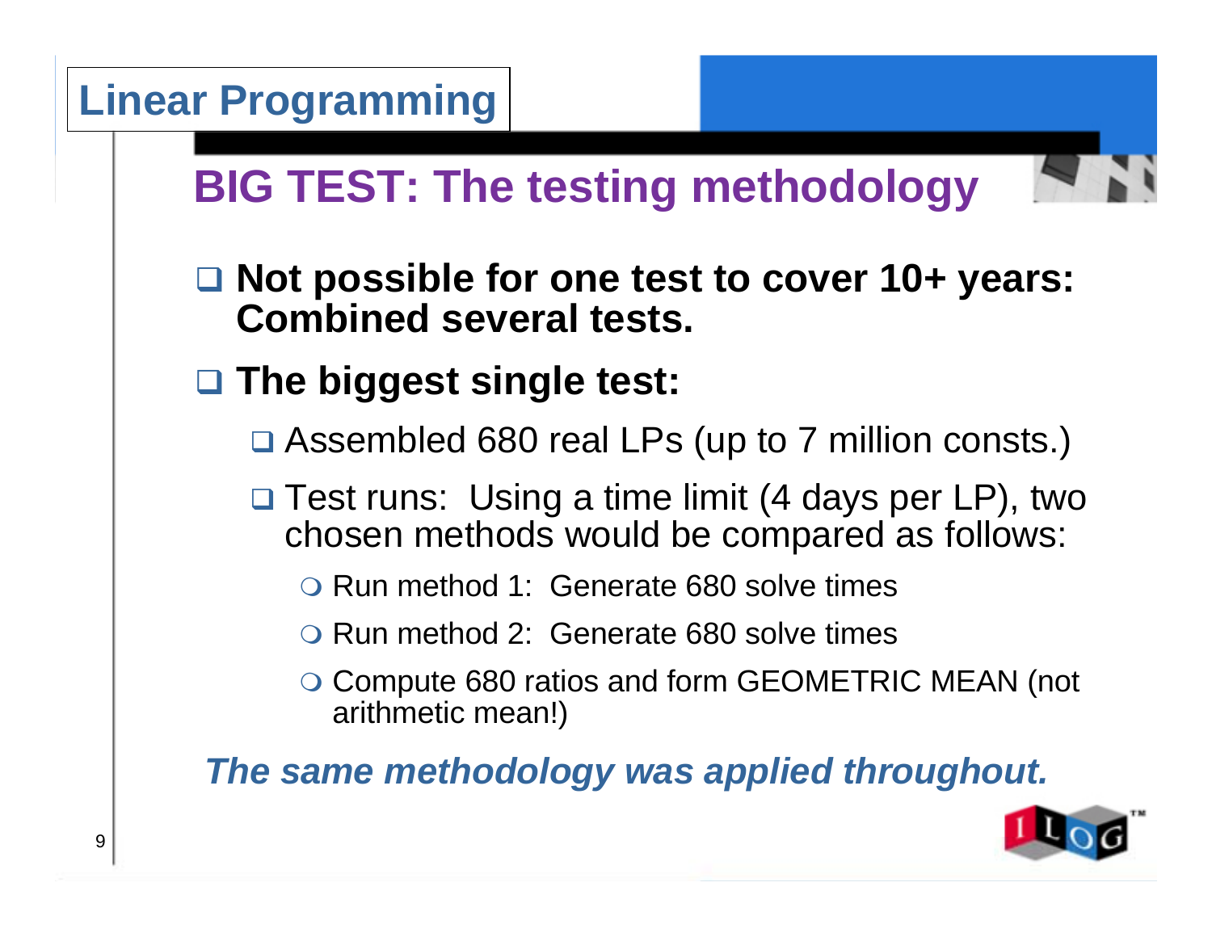# Linear Programming

## BIG TEST: The testing methodology

- **Not possible for one test to cover 10+ years: Combined several tests.**
- **The biggest single test:**
  - Assembled 680 real LPs (up to 7 million consts.)
  - Test runs: Using a time limit (4 days per LP), two chosen methods would be compared as follows:
    - Run method 1: Generate 680 solve times
    - Run method 2: Generate 680 solve times
    - Compute 680 ratios and form GEOMETRIC MEAN (not arithmetic mean!)

***The same methodology was applied throughout.***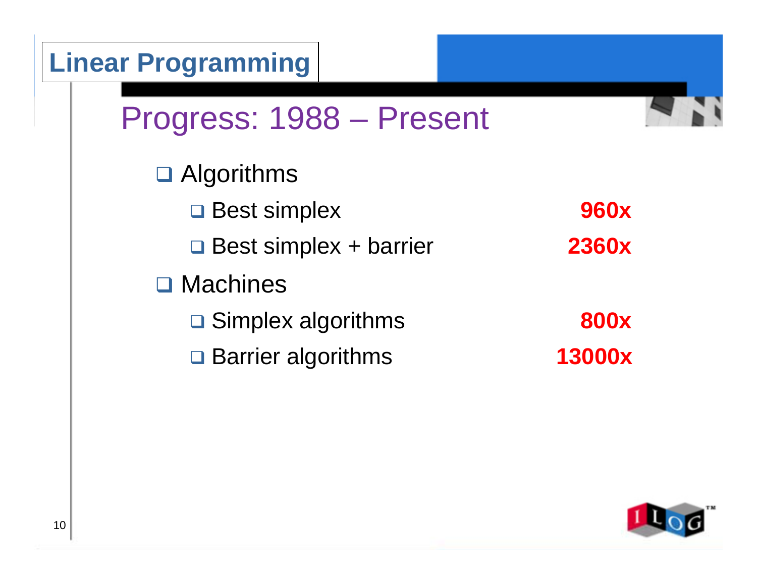# Linear Programming

## Progress: 1988 – Present

- Algorithms
  - Best simplex **960x**
  - Best simplex + barrier **2360x**
- Machines
  - Simplex algorithms **800x**
  - Barrier algorithms **13000x**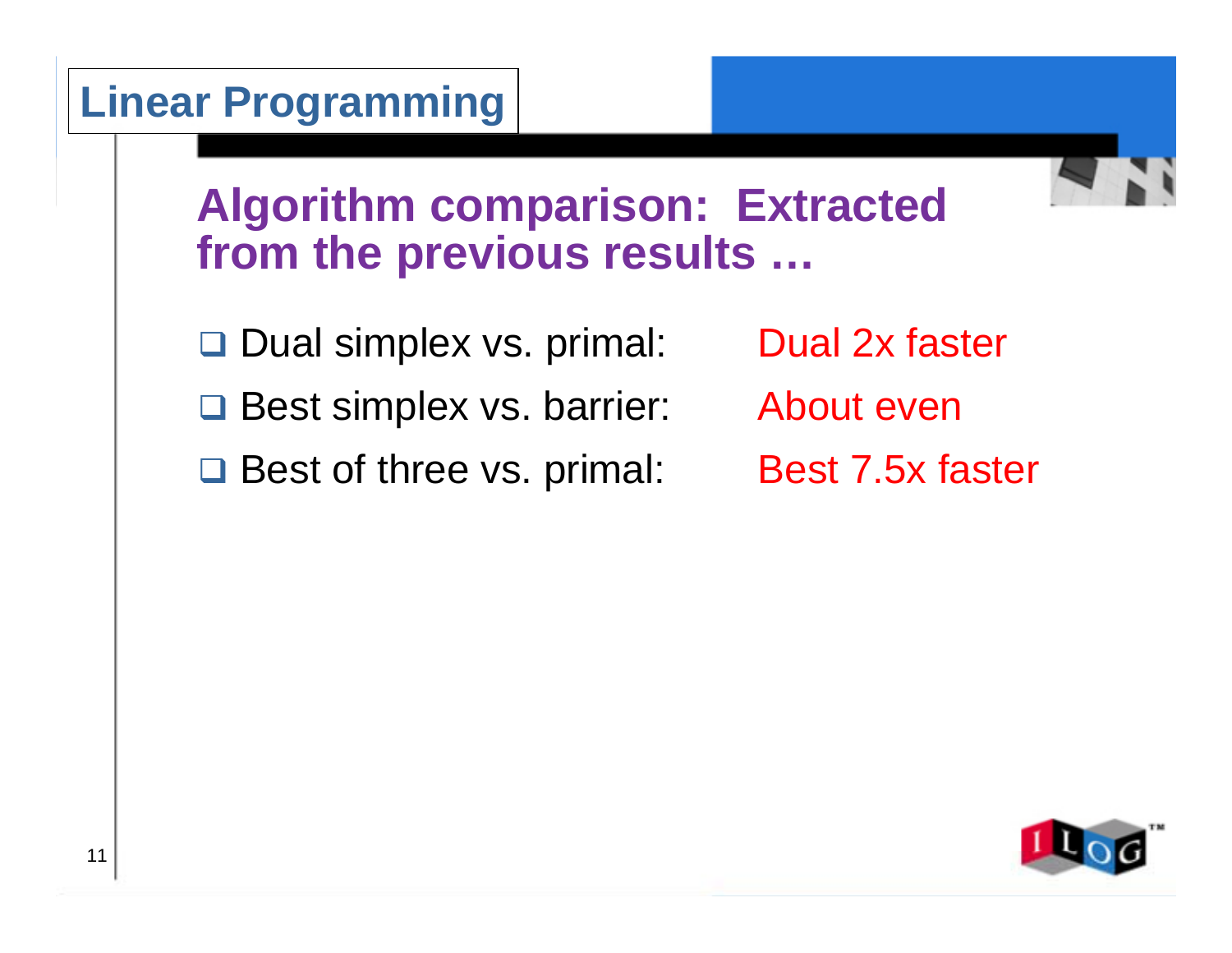# Linear Programming

## Algorithm comparison: Extracted from the previous results …

- Dual simplex vs. primal: Dual 2x faster
- Best simplex vs. barrier: About even
- Best of three vs. primal: Best 7.5x faster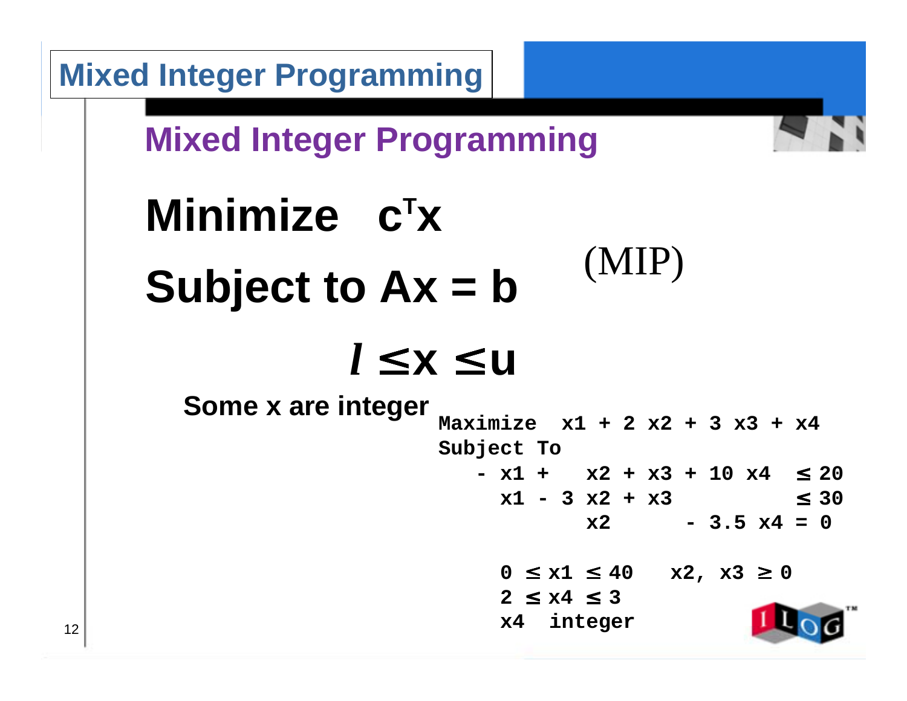# Mixed Integer Programming

## Mixed Integer Programming

**Minimize** $c^T x$

**Subject to** $Ax = b$ (MIP)

$$l \leq x \leq u$$

**Some x are integer**

```
Maximize  x1 + 2 x2 + 3 x3 + x4
Subject To
   - x1 +   x2 + x3 + 10 x4  ≤ 20
     x1 - 3 x2 + x3          ≤ 30
            x2      - 3.5 x4 = 0

     0 ≤ x1 ≤ 40   x2, x3 ≥ 0
     2 ≤ x4 ≤ 3
     x4  integer
```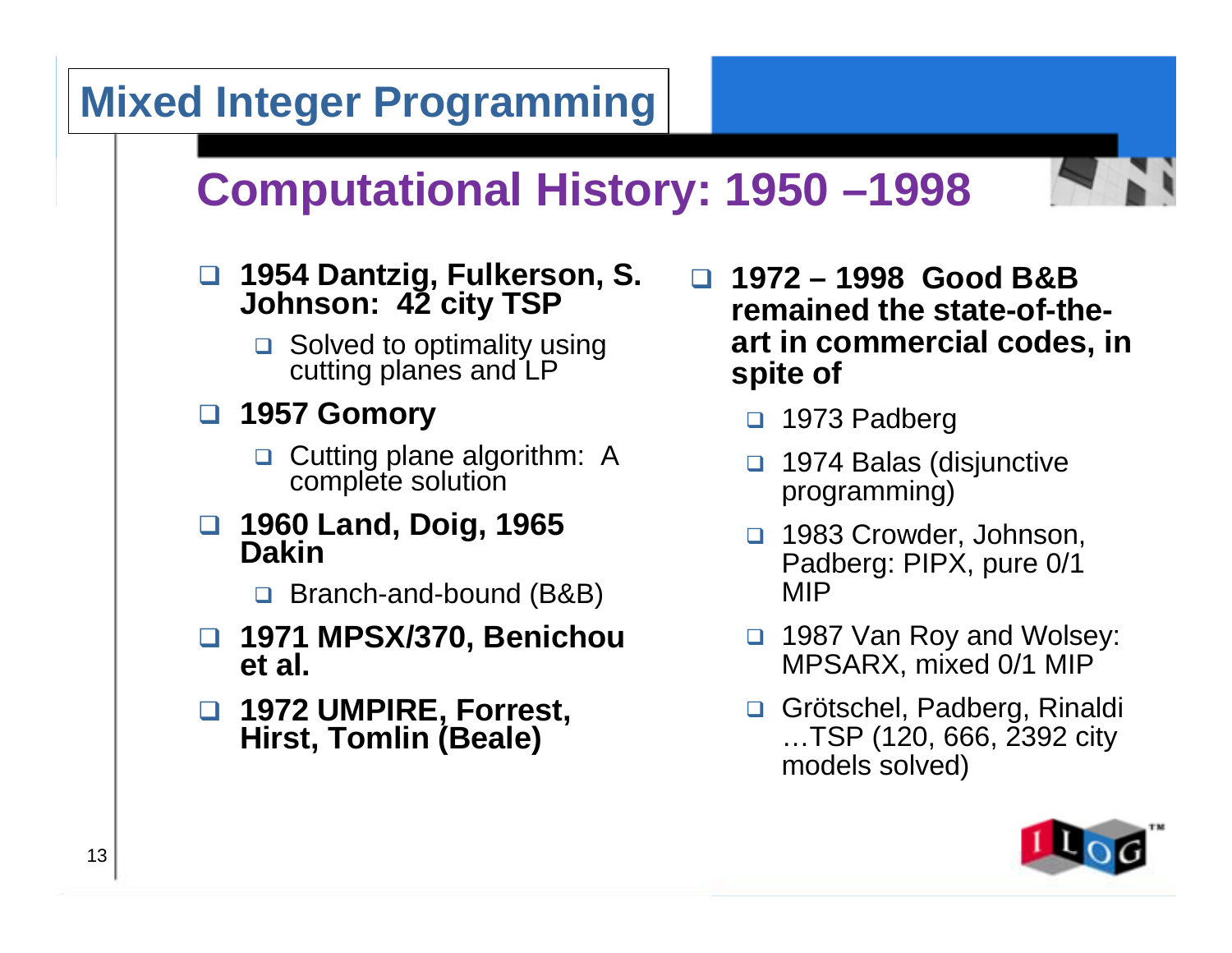# Mixed Integer Programming

## Computational History: 1950 –1998

- **1954 Dantzig, Fulkerson, S. Johnson: 42 city TSP**
  - Solved to optimality using cutting planes and LP
- **1957 Gomory**
  - Cutting plane algorithm: A complete solution
- **1960 Land, Doig, 1965 Dakin**
  - Branch-and-bound (B&B)
- **1971 MPSX/370, Benichou et al.**
- **1972 UMPIRE, Forrest, Hirst, Tomlin (Beale)**
- **1972 – 1998 Good B&B remained the state-of-the-art in commercial codes, in spite of**
  - 1973 Padberg
  - 1974 Balas (disjunctive programming)
  - 1983 Crowder, Johnson, Padberg: PIPX, pure 0/1 MIP
  - 1987 Van Roy and Wolsey: MPSARX, mixed 0/1 MIP
  - Grötschel, Padberg, Rinaldi …TSP (120, 666, 2392 city models solved)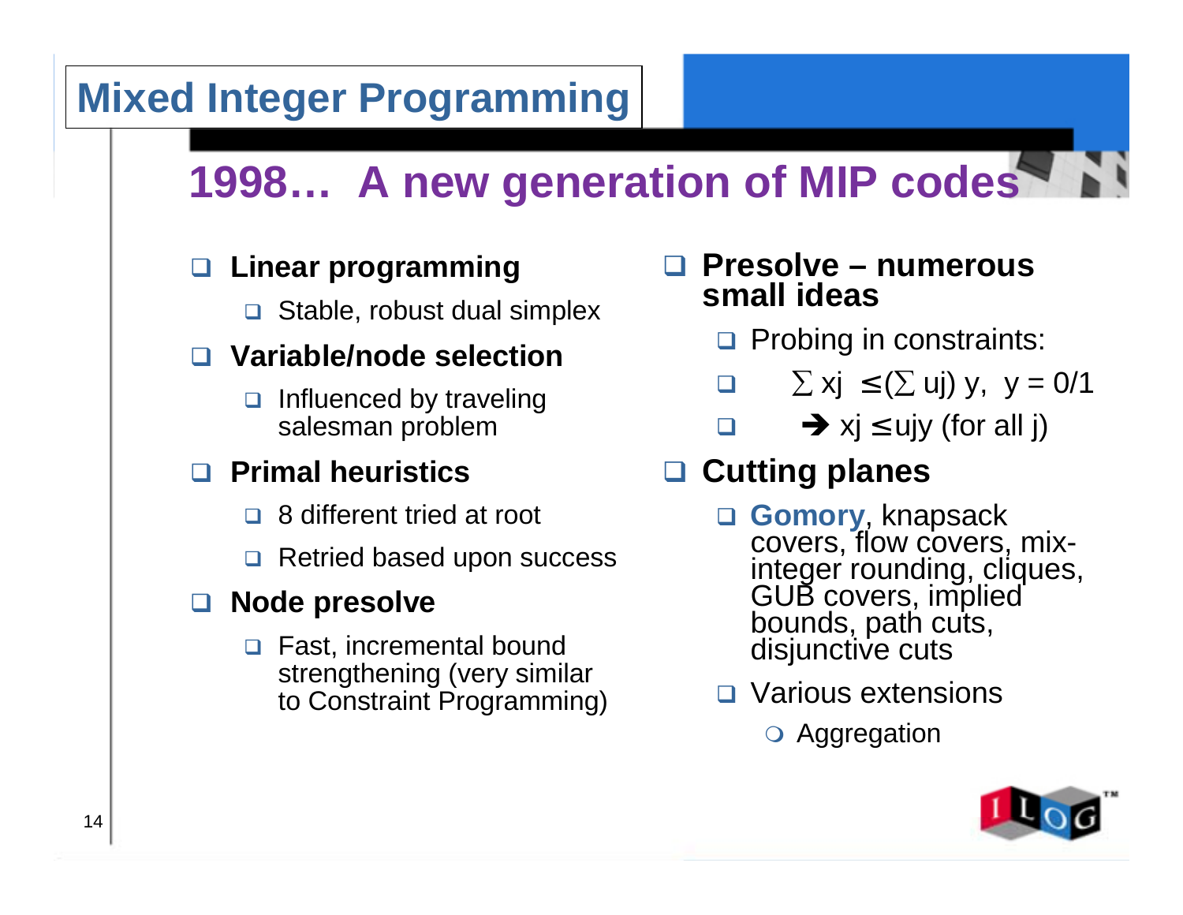# Mixed Integer Programming

## 1998… A new generation of MIP codes

- **Linear programming**
  - Stable, robust dual simplex
- **Variable/node selection**
  - Influenced by traveling salesman problem
- **Primal heuristics**
  - 8 different tried at root
  - Retried based upon success
- **Node presolve**
  - Fast, incremental bound strengthening (very similar to Constraint Programming)

- **Presolve – numerous small ideas**
  - Probing in constraints:
  - $\sum x_j \leq (\sum u_j)\, y,\;\; y = 0/1$
  - $\Rightarrow x_j \leq u_j y$ (for all j)
- **Cutting planes**
  - **Gomory**, knapsack covers, flow covers, mix-integer rounding, cliques, GUB covers, implied bounds, path cuts, disjunctive cuts
  - Various extensions
    - Aggregation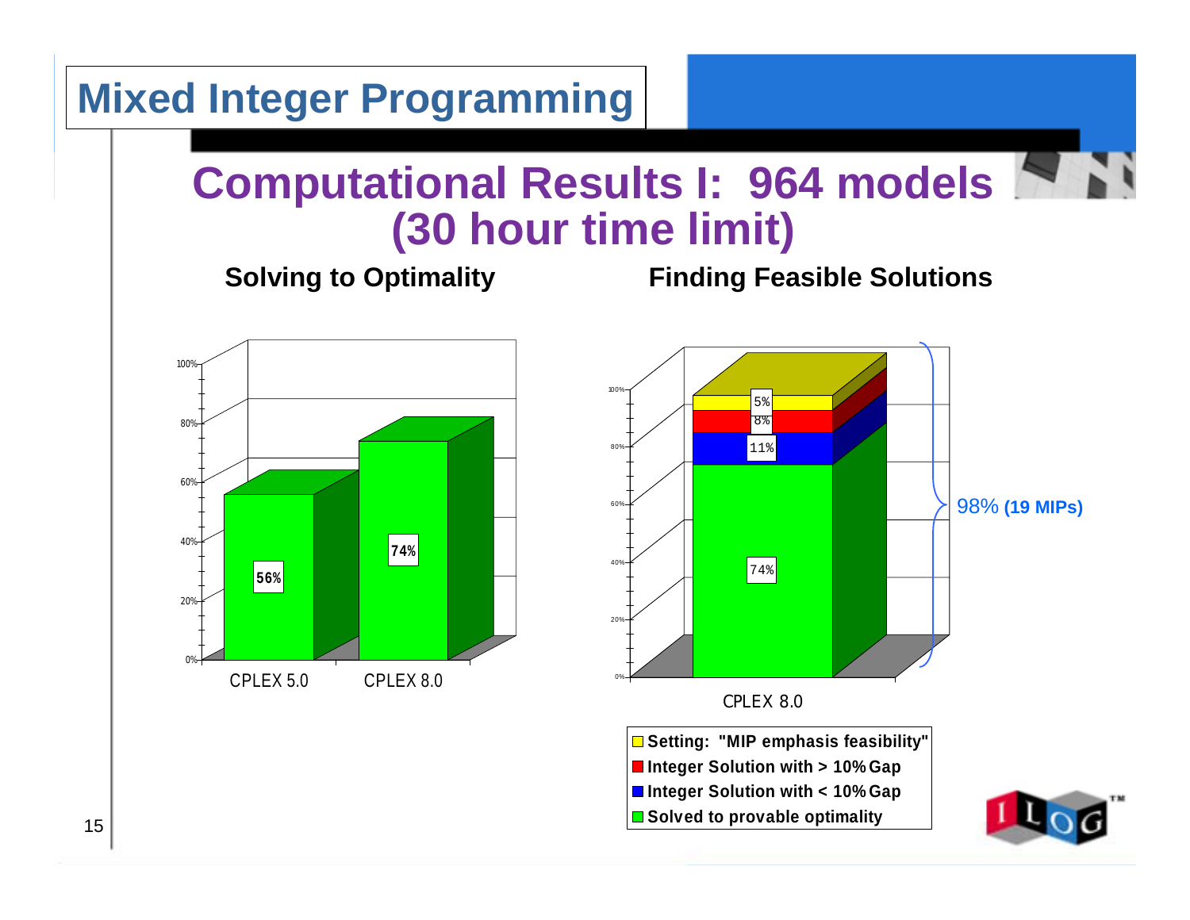# Mixed Integer Programming

## Computational Results I: 964 models (30 hour time limit)

**Solving to Optimality**

| | CPLEX 5.0 | CPLEX 8.0 |
|---|---|---|
| Solved to optimality | 56% | 74% |

**Finding Feasible Solutions**

CPLEX 8.0:

| Category | Percentage |
|---|---|
| Setting: "MIP emphasis feasibility" | 5% |
| Integer Solution with > 10% Gap | 8% |
| Integer Solution with < 10% Gap | 11% |
| Solved to provable optimality | 74% |

98% **(19 MIPs)**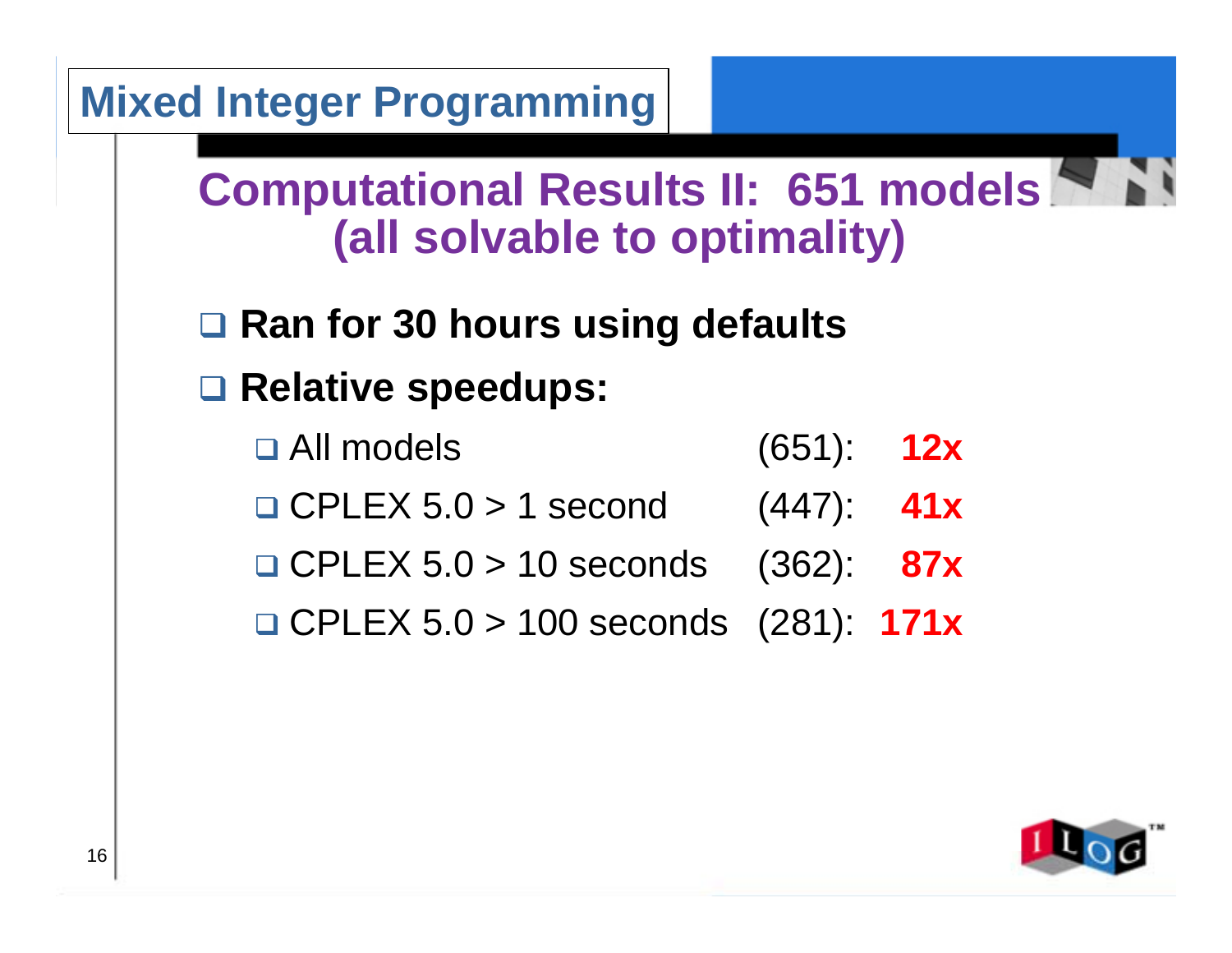# Mixed Integer Programming

## Computational Results II: 651 models (all solvable to optimality)

- **Ran for 30 hours using defaults**
- **Relative speedups:**
  - All models (651): **12x**
  - CPLEX 5.0 > 1 second (447): **41x**
  - CPLEX 5.0 > 10 seconds (362): **87x**
  - CPLEX 5.0 > 100 seconds (281): **171x**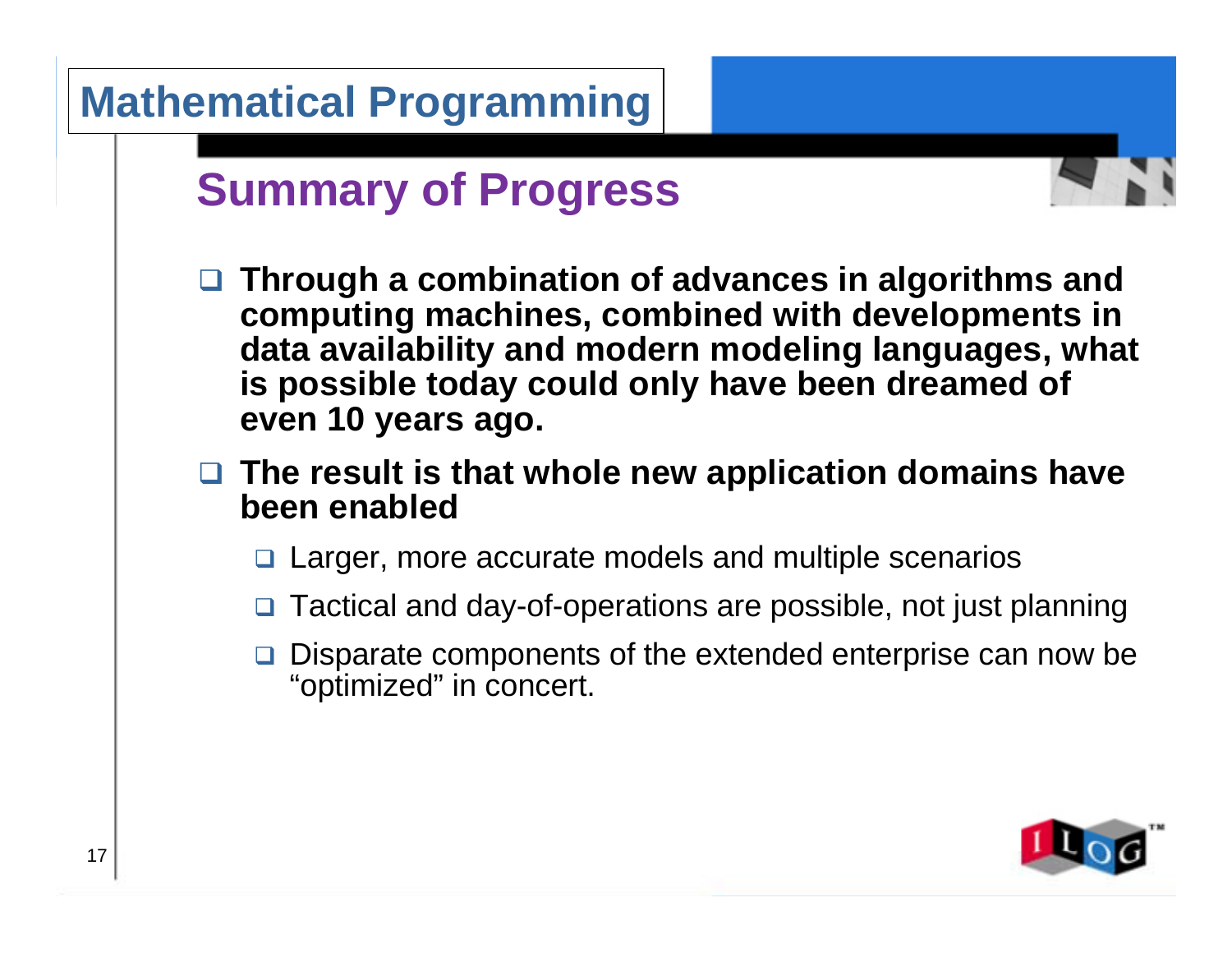# Mathematical Programming

## Summary of Progress

- **Through a combination of advances in algorithms and computing machines, combined with developments in data availability and modern modeling languages, what is possible today could only have been dreamed of even 10 years ago.**
- **The result is that whole new application domains have been enabled**
  - Larger, more accurate models and multiple scenarios
  - Tactical and day-of-operations are possible, not just planning
  - Disparate components of the extended enterprise can now be "optimized" in concert.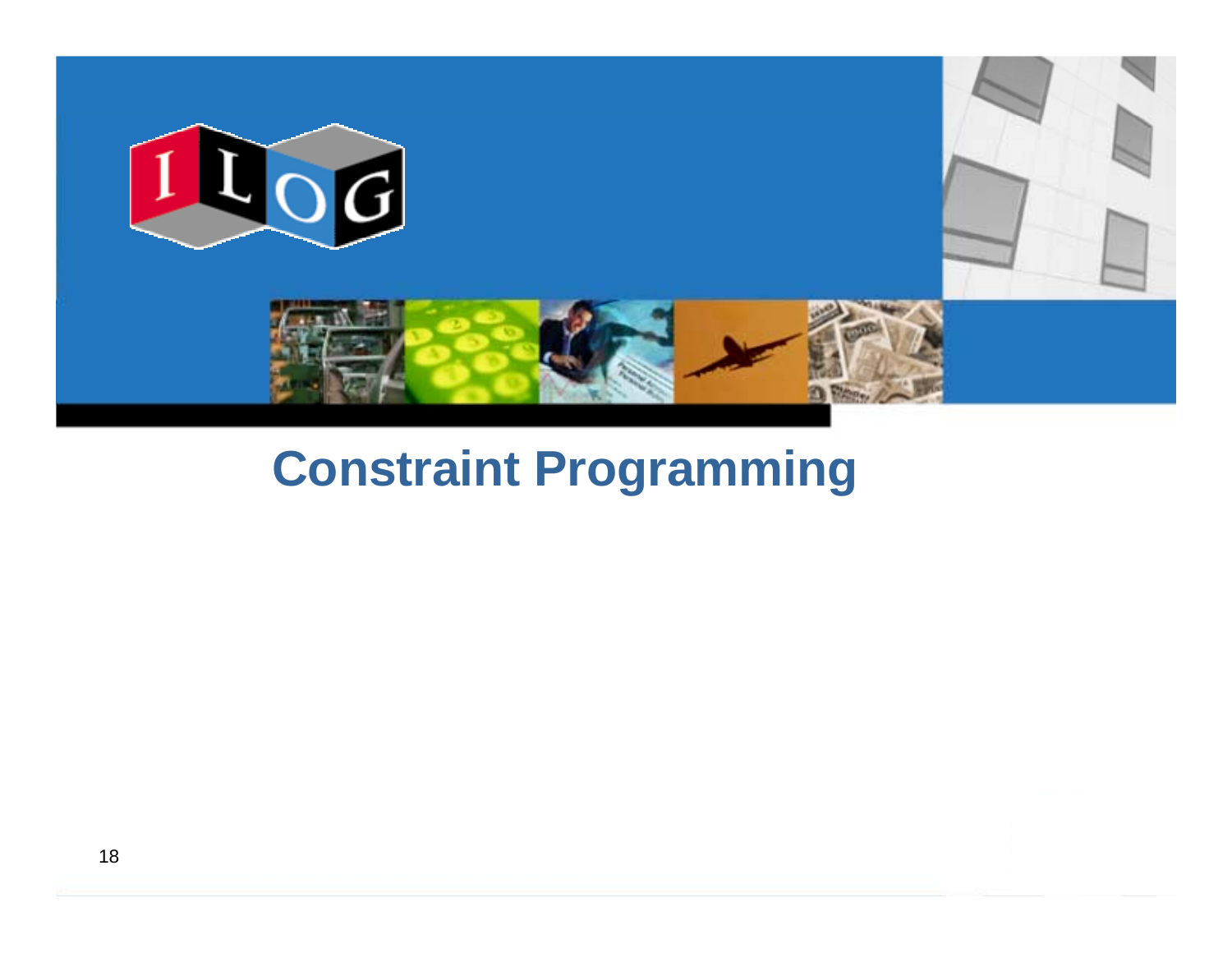# Constraint Programming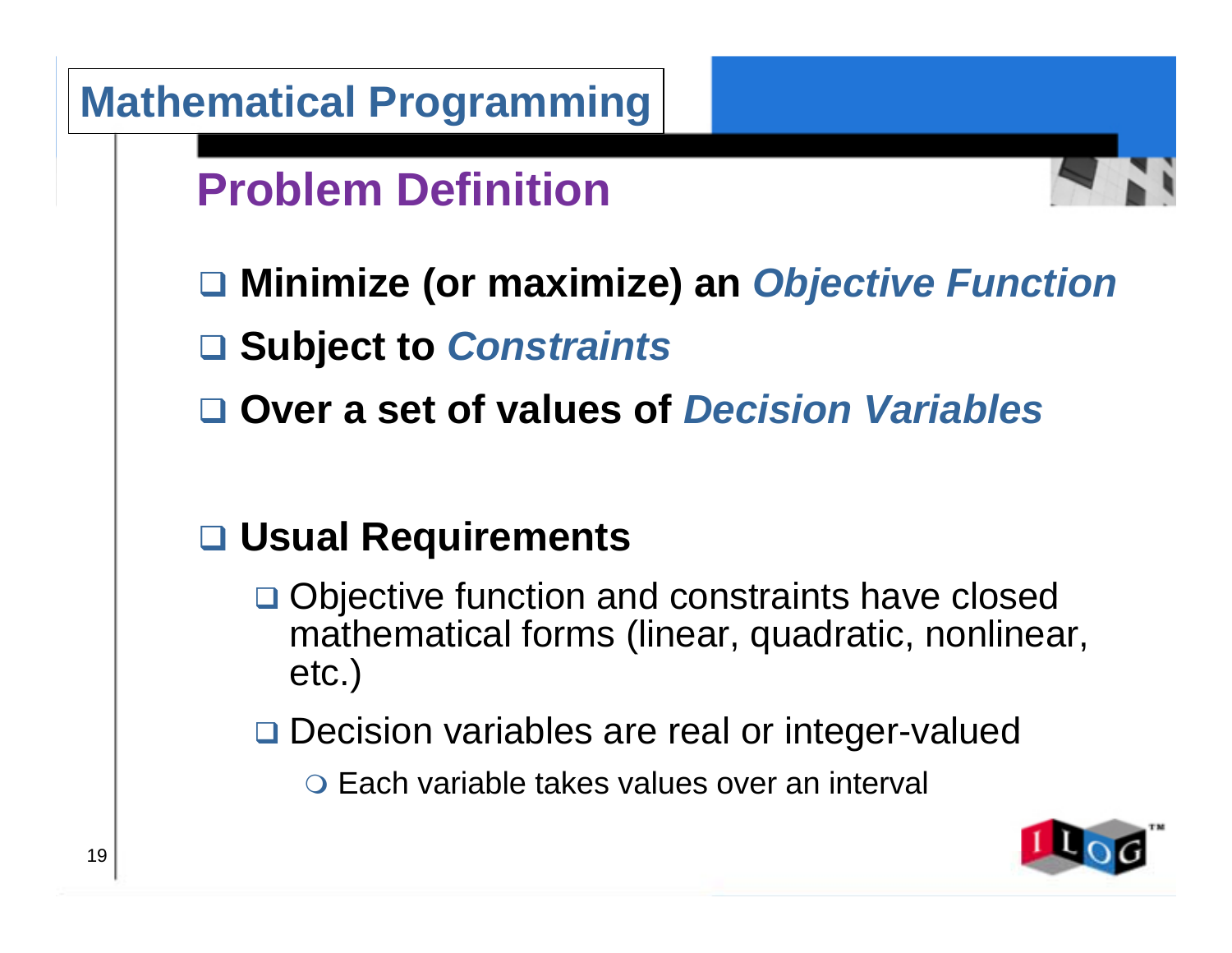# Mathematical Programming

## Problem Definition

- **Minimize (or maximize) an *Objective Function***
- **Subject to *Constraints***
- **Over a set of values of *Decision Variables***

- **Usual Requirements**
  - Objective function and constraints have closed mathematical forms (linear, quadratic, nonlinear, etc.)
  - Decision variables are real or integer-valued
    - Each variable takes values over an interval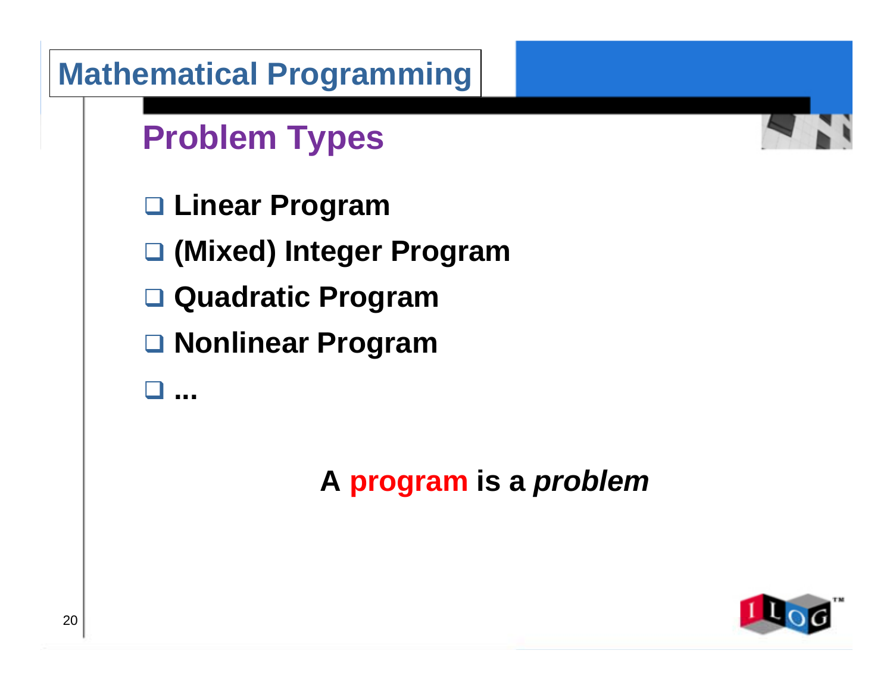# Mathematical Programming

## Problem Types

- Linear Program
- (Mixed) Integer Program
- Quadratic Program
- Nonlinear Program
- ...

**A program is a *problem***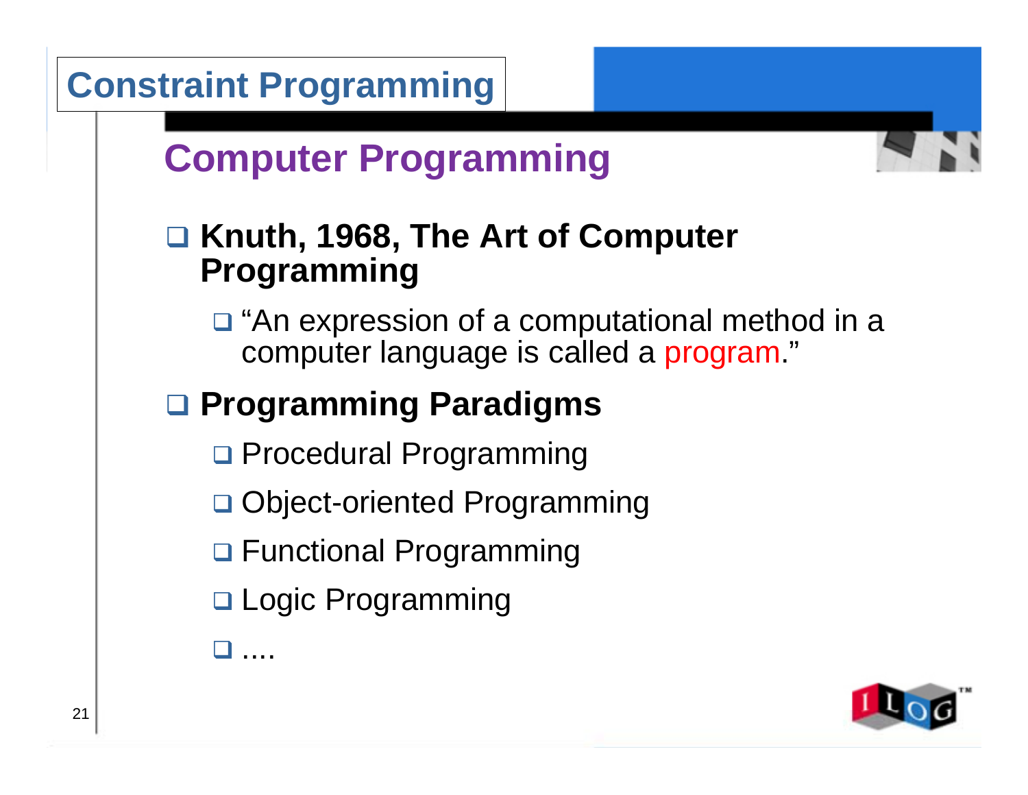# Constraint Programming

## Computer Programming

- **Knuth, 1968, The Art of Computer Programming**
  - “An expression of a computational method in a computer language is called a program.”
- **Programming Paradigms**
  - Procedural Programming
  - Object-oriented Programming
  - Functional Programming
  - Logic Programming
  - ....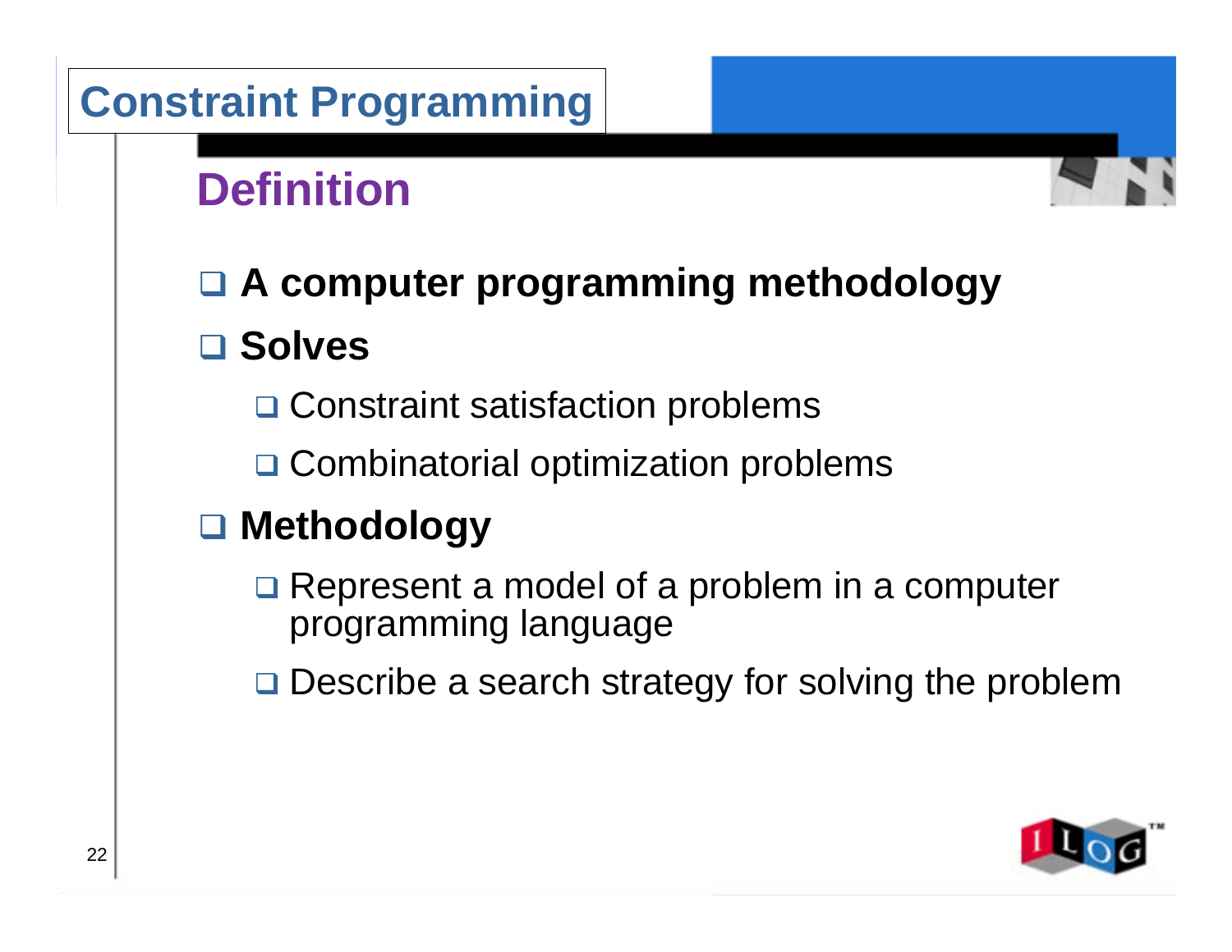# Constraint Programming

## Definition

- **A computer programming methodology**
- **Solves**
  - Constraint satisfaction problems
  - Combinatorial optimization problems
- **Methodology**
  - Represent a model of a problem in a computer programming language
  - Describe a search strategy for solving the problem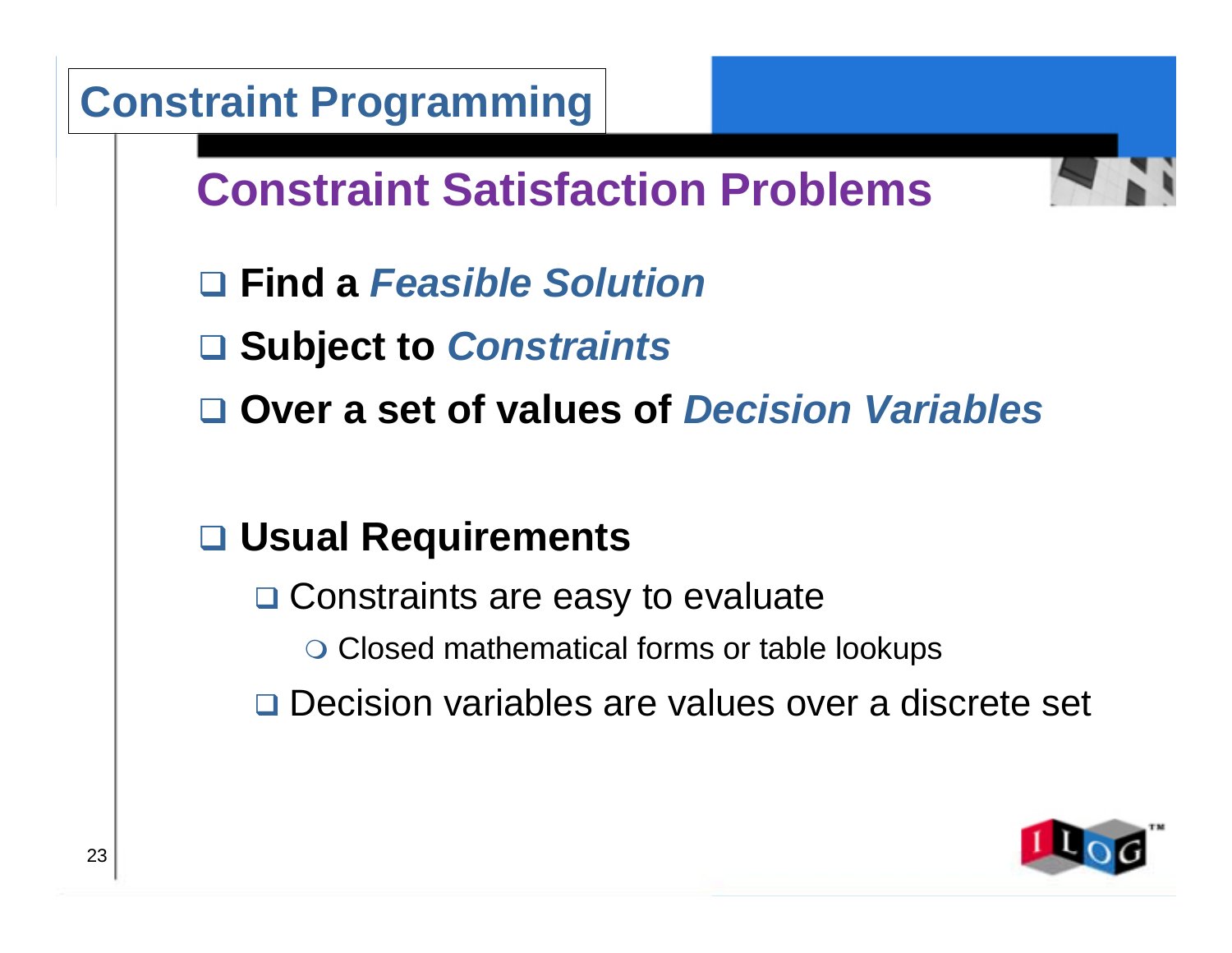# Constraint Programming

## Constraint Satisfaction Problems

- **Find a *Feasible Solution***
- **Subject to *Constraints***
- **Over a set of values of *Decision Variables***

- **Usual Requirements**
  - Constraints are easy to evaluate
    - Closed mathematical forms or table lookups
  - Decision variables are values over a discrete set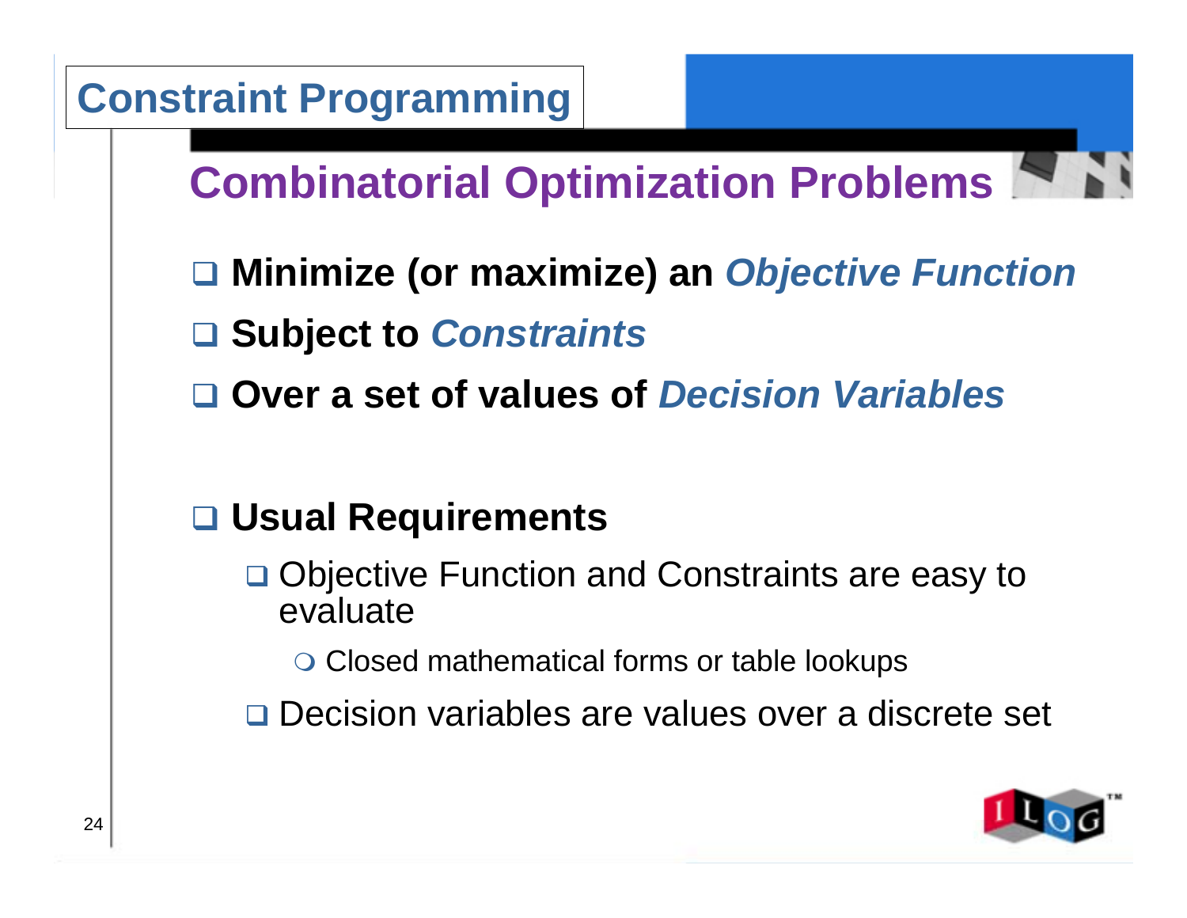# Constraint Programming

## Combinatorial Optimization Problems

- **Minimize (or maximize) an *Objective Function***
- **Subject to *Constraints***
- **Over a set of values of *Decision Variables***

- **Usual Requirements**
  - Objective Function and Constraints are easy to evaluate
    - Closed mathematical forms or table lookups
  - Decision variables are values over a discrete set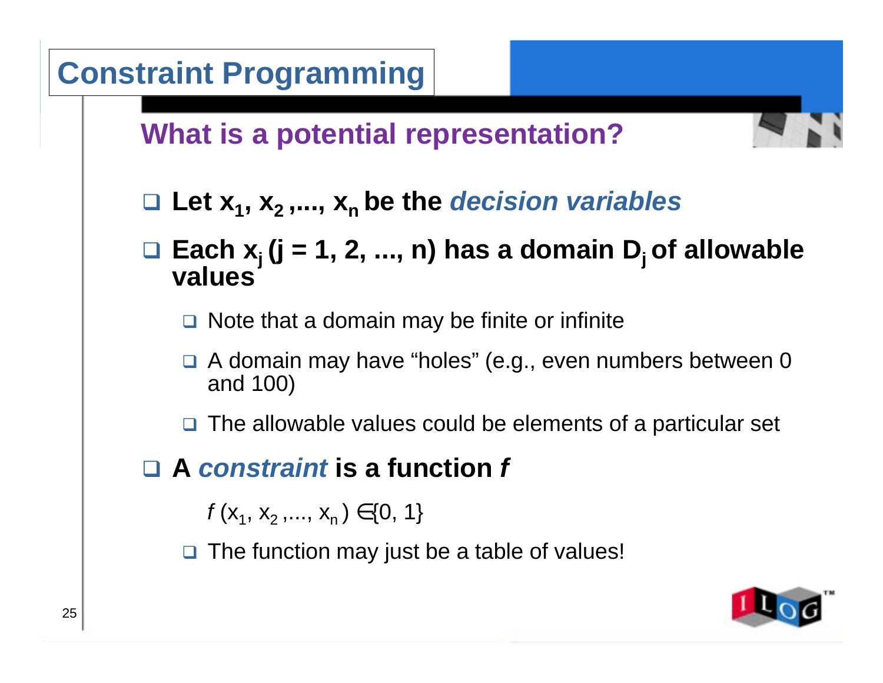# Constraint Programming

## What is a potential representation?

- **Let $x_1, x_2, ..., x_n$ be the *decision variables***
- **Each $x_j$ ($j = 1, 2, ..., n$) has a domain $D_j$ of allowable values**
  - Note that a domain may be finite or infinite
  - A domain may have "holes" (e.g., even numbers between 0 and 100)
  - The allowable values could be elements of a particular set
- **A *constraint* is a function *f***

  $$f(x_1, x_2, ..., x_n) \in \{0, 1\}$$

  - The function may just be a table of values!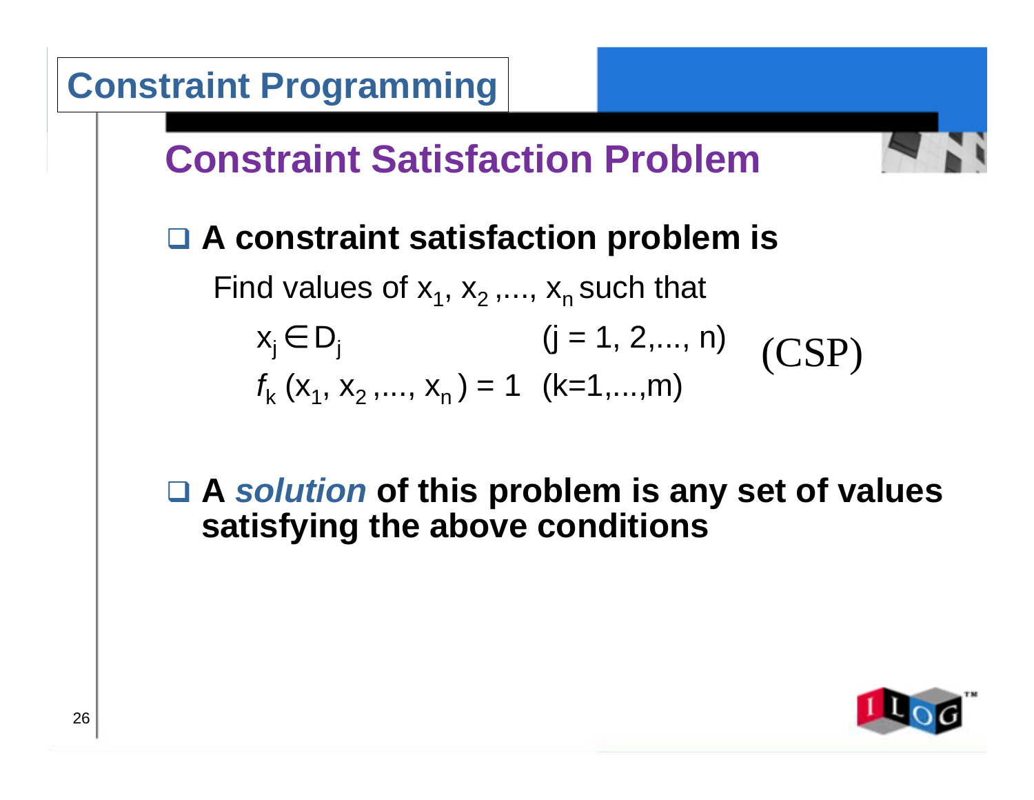# Constraint Programming

## Constraint Satisfaction Problem

- **A constraint satisfaction problem is**

  Find values of $x_1, x_2, \ldots, x_n$ such that

$$
\begin{aligned}
& x_j \in D_j && (j = 1, 2, \ldots, n) \\
& f_k(x_1, x_2, \ldots, x_n) = 1 && (k = 1, \ldots, m)
\end{aligned}
\qquad \text{(CSP)}
$$

- **A *solution* of this problem is any set of values satisfying the above conditions**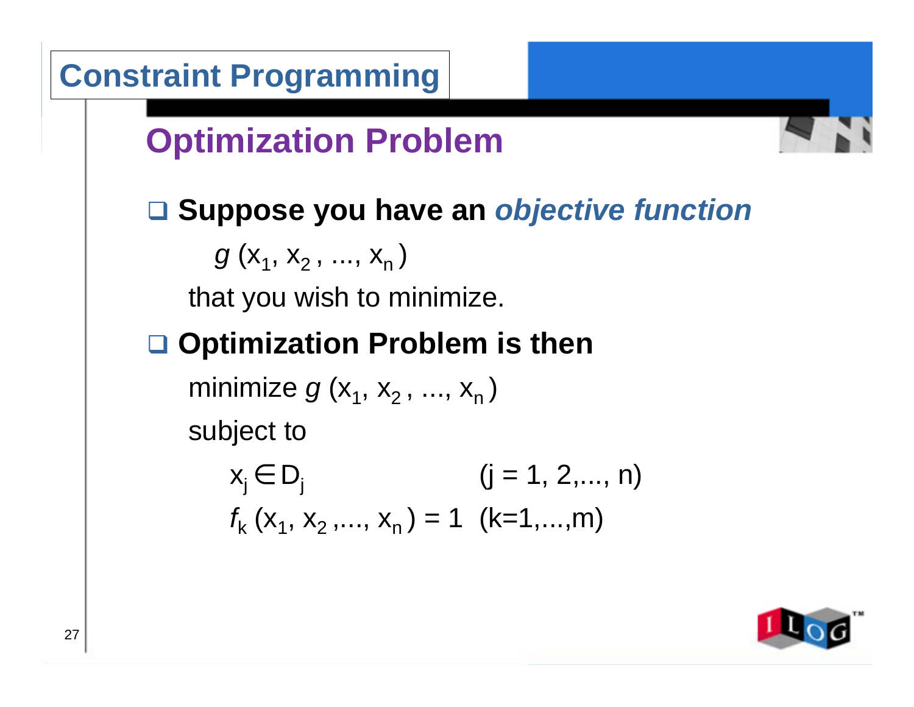# Constraint Programming

## Optimization Problem

- **Suppose you have an *objective function***

  $g(x_1, x_2, ..., x_n)$

  that you wish to minimize.

- **Optimization Problem is then**

  minimize $g(x_1, x_2, ..., x_n)$

  subject to

  $x_j \in D_j \quad (j = 1, 2, ..., n)$

  $f_k(x_1, x_2, ..., x_n) = 1 \quad (k=1,...,m)$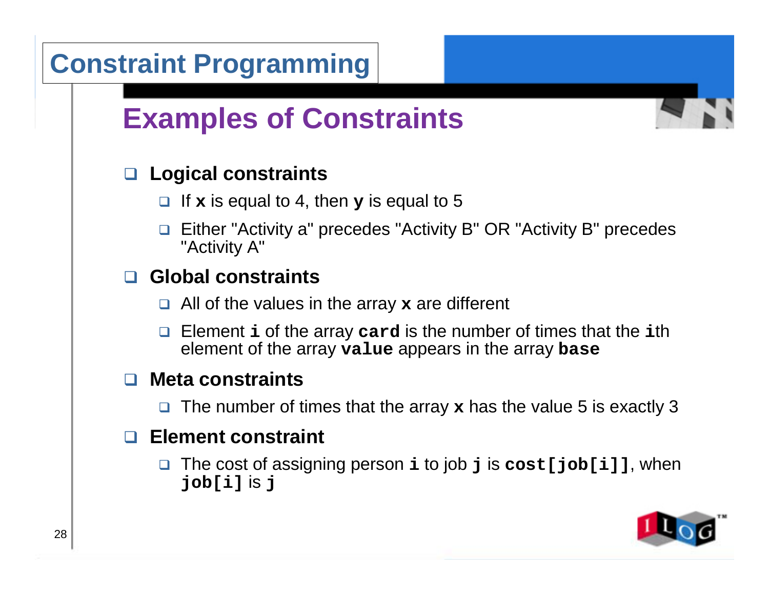# Constraint Programming

## Examples of Constraints

- **Logical constraints**
  - If **`x`** is equal to 4, then **`y`** is equal to 5
  - Either "Activity a" precedes "Activity B" OR "Activity B" precedes "Activity A"
- **Global constraints**
  - All of the values in the array **`x`** are different
  - Element **`i`** of the array **`card`** is the number of times that the **`i`**th element of the array **`value`** appears in the array **`base`**
- **Meta constraints**
  - The number of times that the array **`x`** has the value 5 is exactly 3
- **Element constraint**
  - The cost of assigning person **`i`** to job **`j`** is **`cost[job[i]]`**, when **`job[i]`** is **`j`**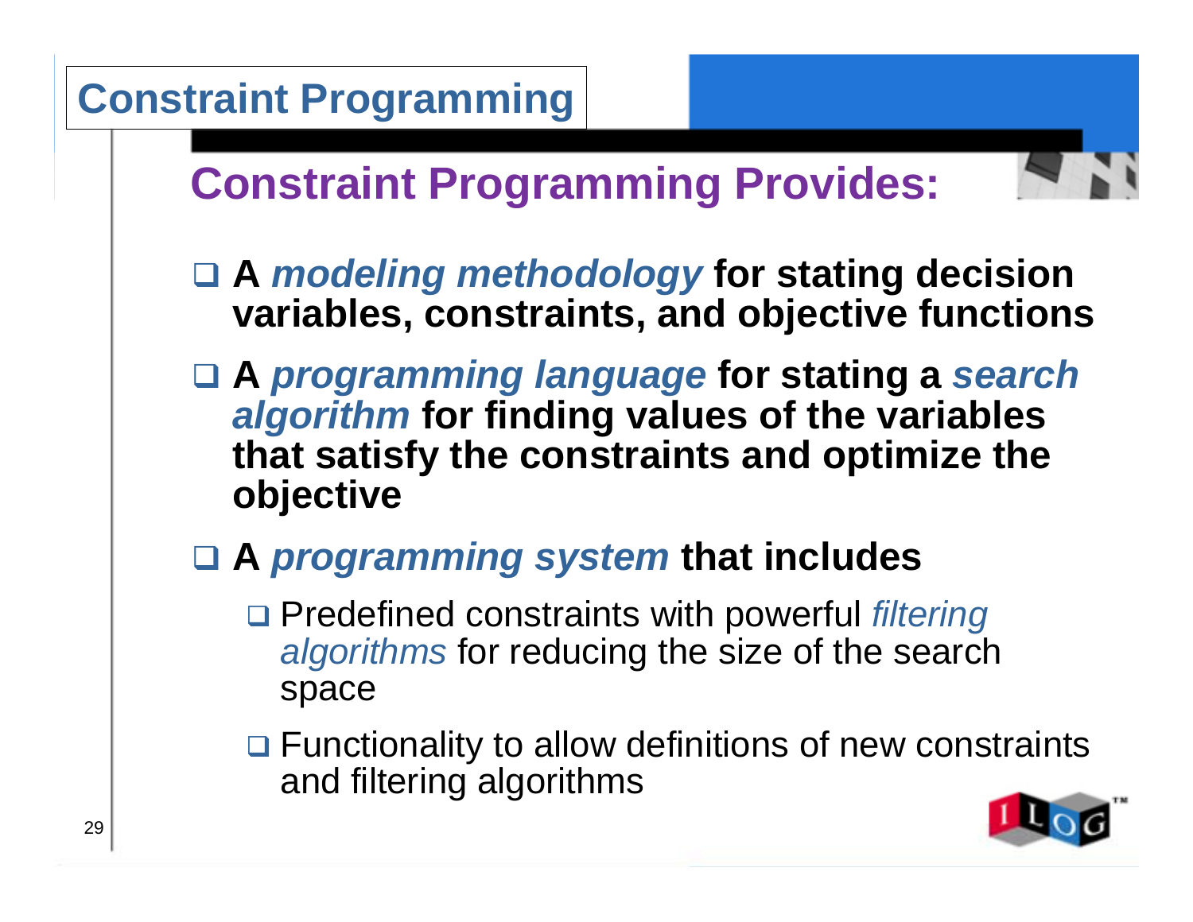# Constraint Programming

## Constraint Programming Provides:

- **A *modeling methodology* for stating decision variables, constraints, and objective functions**
- **A *programming language* for stating a *search algorithm* for finding values of the variables that satisfy the constraints and optimize the objective**
- **A *programming system* that includes**
  - Predefined constraints with powerful *filtering algorithms* for reducing the size of the search space
  - Functionality to allow definitions of new constraints and filtering algorithms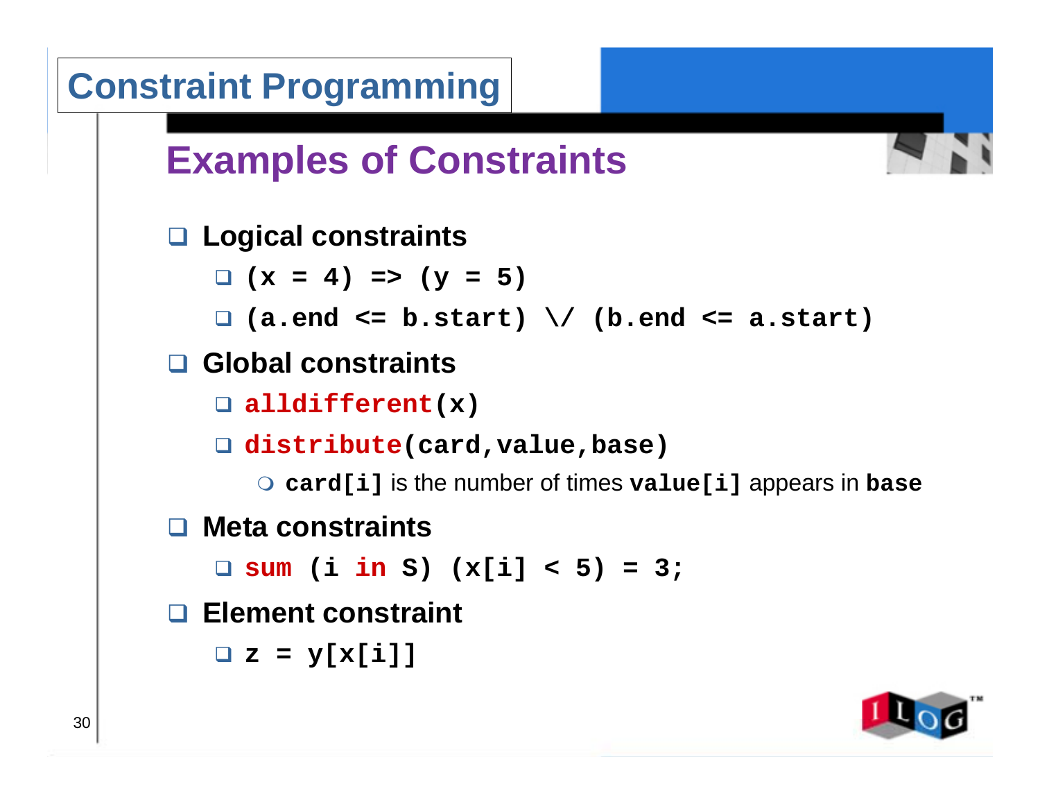# Constraint Programming

## Examples of Constraints

- **Logical constraints**
  - `(x = 4) => (y = 5)`
  - `(a.end <= b.start) \/ (b.end <= a.start)`
- **Global constraints**
  - `alldifferent(x)`
  - `distribute(card,value,base)`
    - `card[i]` is the number of times `value[i]` appears in `base`
- **Meta constraints**
  - `sum (i in S) (x[i] < 5) = 3;`
- **Element constraint**
  - `z = y[x[i]]`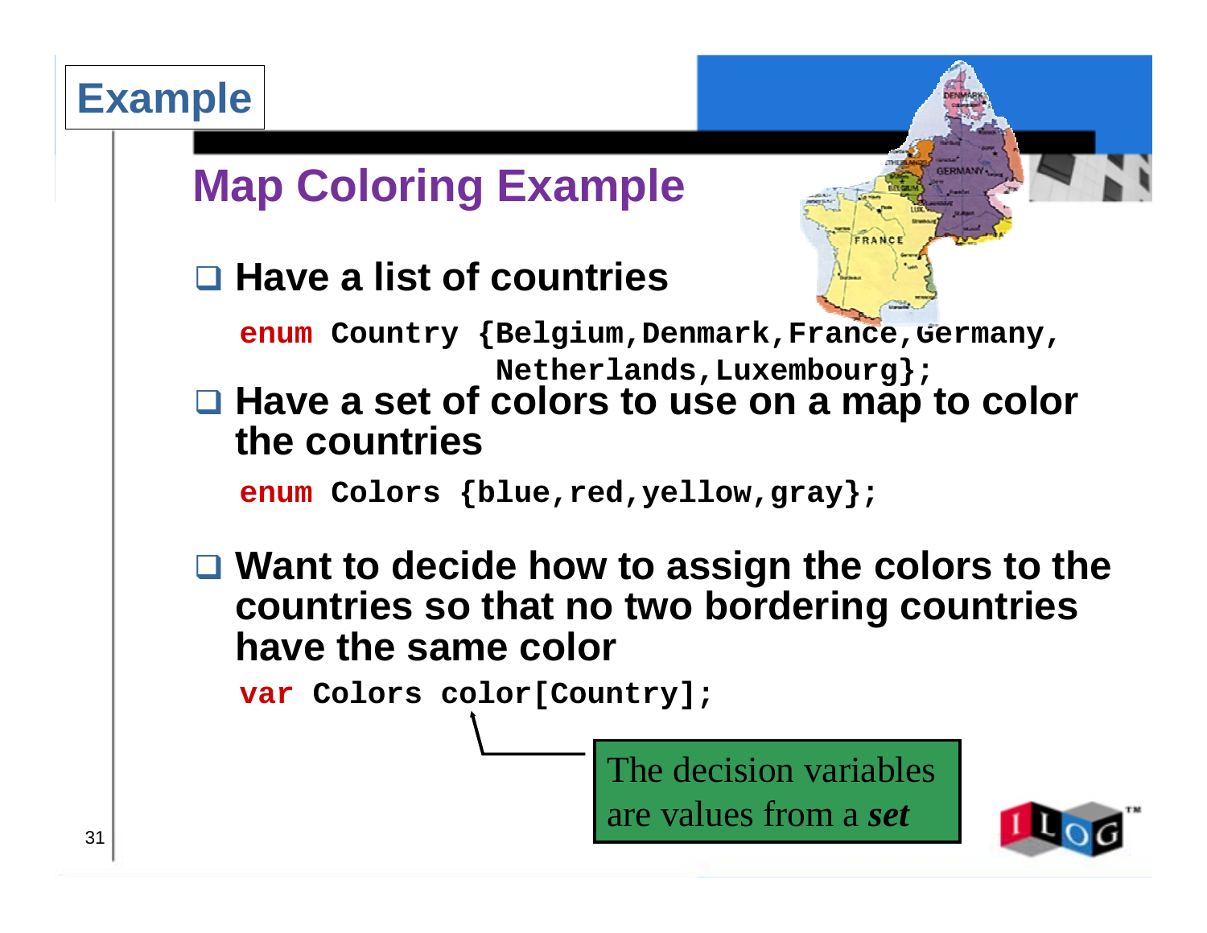# Example

## Map Coloring Example

- **Have a list of countries**

```
enum Country {Belgium,Denmark,France,Germany,
              Netherlands,Luxembourg};
```

- **Have a set of colors to use on a map to color the countries**

```
enum Colors {blue,red,yellow,gray};
```

- **Want to decide how to assign the colors to the countries so that no two bordering countries have the same color**

```
var Colors color[Country];
```

The decision variables are values from a ***set***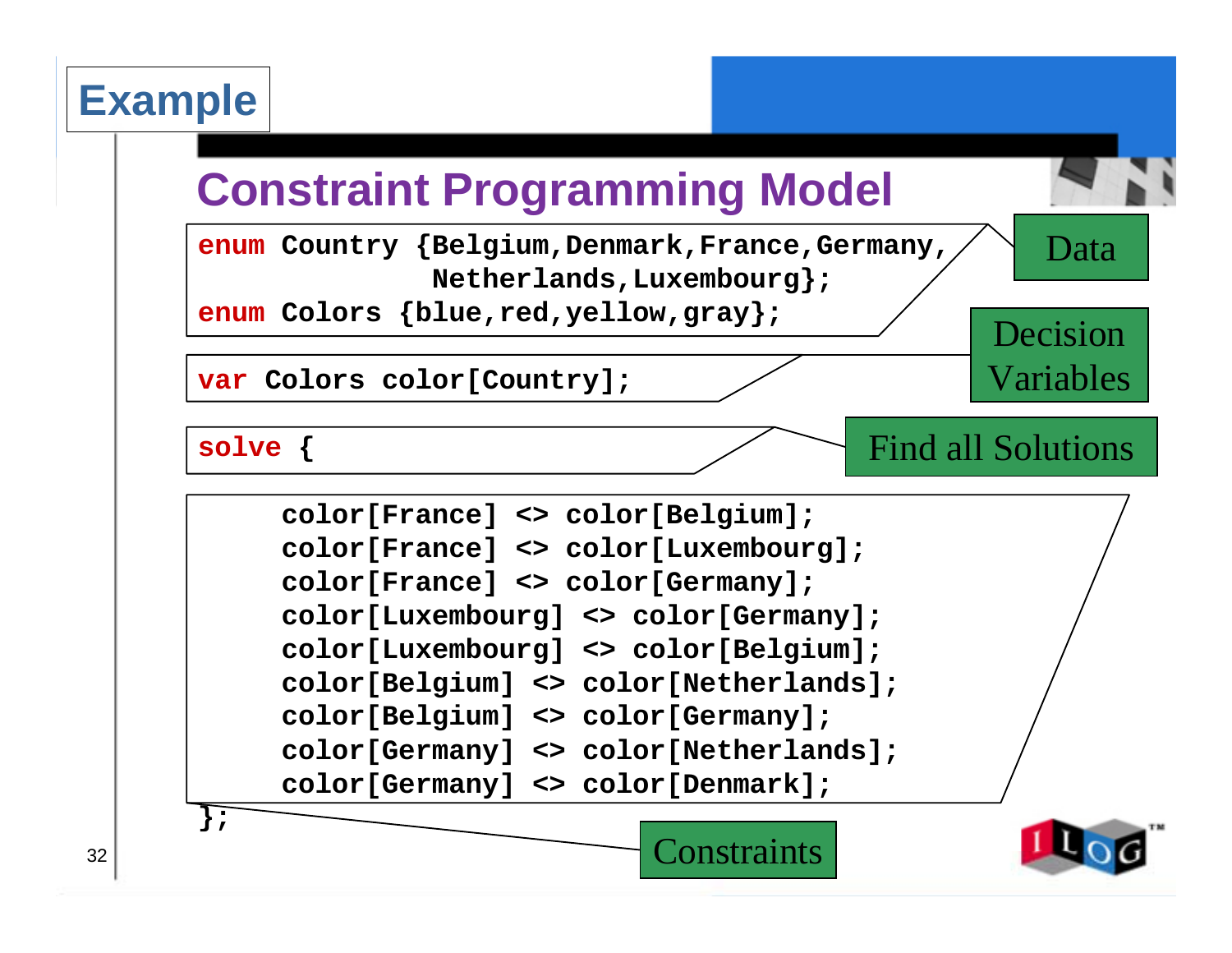# Example

## Constraint Programming Model

```
enum Country {Belgium,Denmark,France,Germany,
              Netherlands,Luxembourg};
enum Colors {blue,red,yellow,gray};
```

Data

```
var Colors color[Country];
```

Decision Variables

```
solve {
```

Find all Solutions

```
     color[France] <> color[Belgium];
     color[France] <> color[Luxembourg];
     color[France] <> color[Germany];
     color[Luxembourg] <> color[Germany];
     color[Luxembourg] <> color[Belgium];
     color[Belgium] <> color[Netherlands];
     color[Belgium] <> color[Germany];
     color[Germany] <> color[Netherlands];
     color[Germany] <> color[Denmark];
};
```

Constraints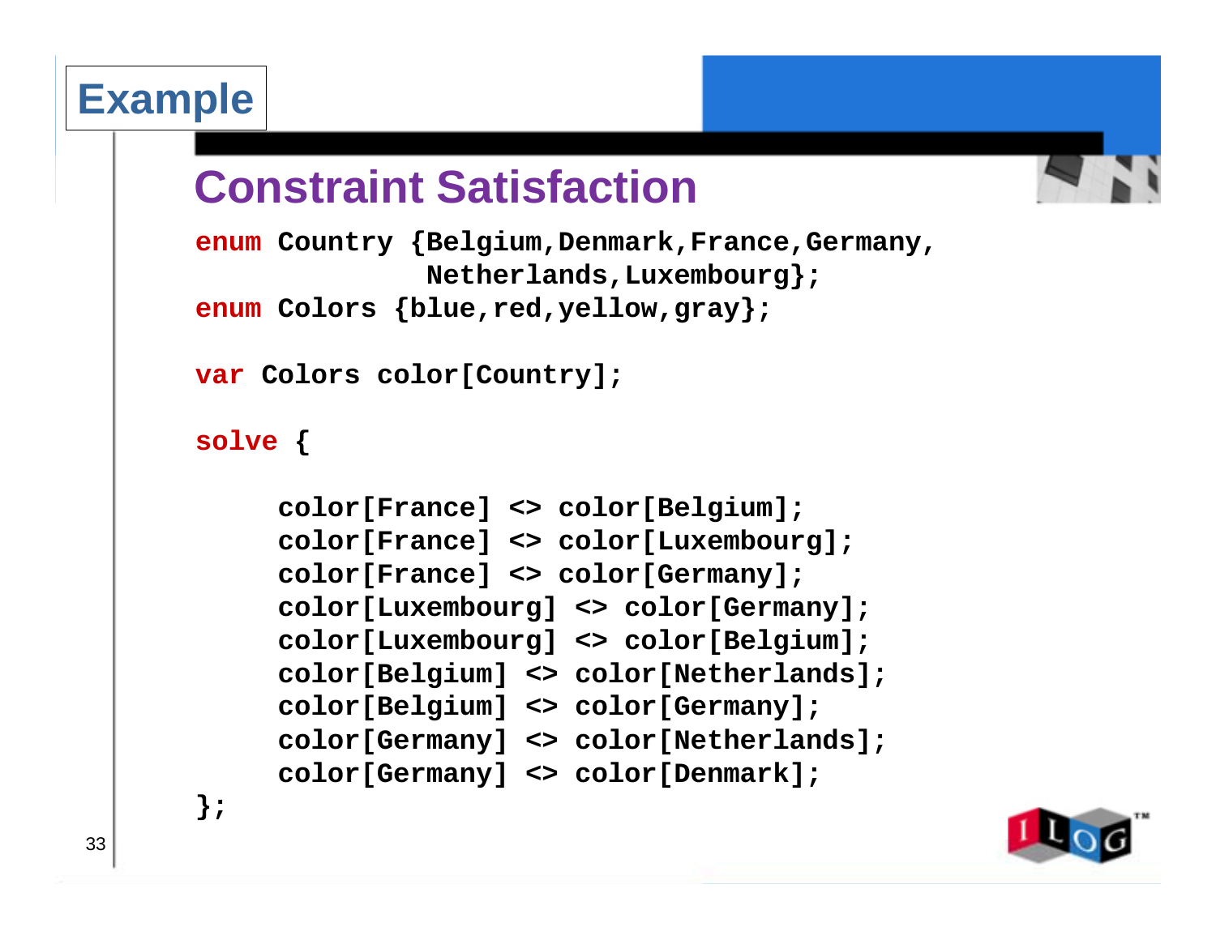# Example

## Constraint Satisfaction

```
enum Country {Belgium,Denmark,France,Germany,
              Netherlands,Luxembourg};
enum Colors {blue,red,yellow,gray};

var Colors color[Country];

solve {

     color[France] <> color[Belgium];
     color[France] <> color[Luxembourg];
     color[France] <> color[Germany];
     color[Luxembourg] <> color[Germany];
     color[Luxembourg] <> color[Belgium];
     color[Belgium] <> color[Netherlands];
     color[Belgium] <> color[Germany];
     color[Germany] <> color[Netherlands];
     color[Germany] <> color[Denmark];
};
```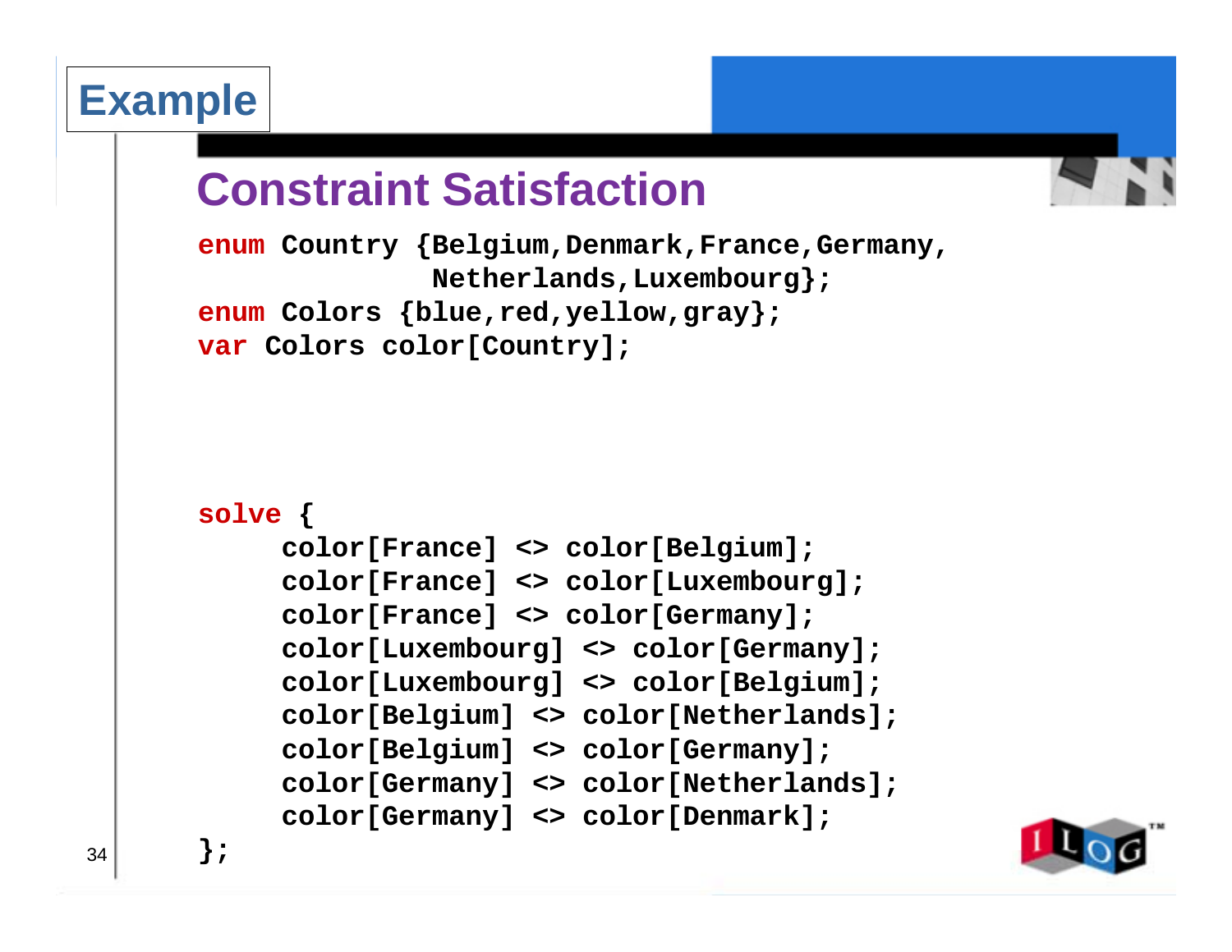# Example

## Constraint Satisfaction

```
enum Country {Belgium,Denmark,France,Germany,
              Netherlands,Luxembourg};
enum Colors {blue,red,yellow,gray};
var Colors color[Country];




solve {
     color[France] <> color[Belgium];
     color[France] <> color[Luxembourg];
     color[France] <> color[Germany];
     color[Luxembourg] <> color[Germany];
     color[Luxembourg] <> color[Belgium];
     color[Belgium] <> color[Netherlands];
     color[Belgium] <> color[Germany];
     color[Germany] <> color[Netherlands];
     color[Germany] <> color[Denmark];
};
```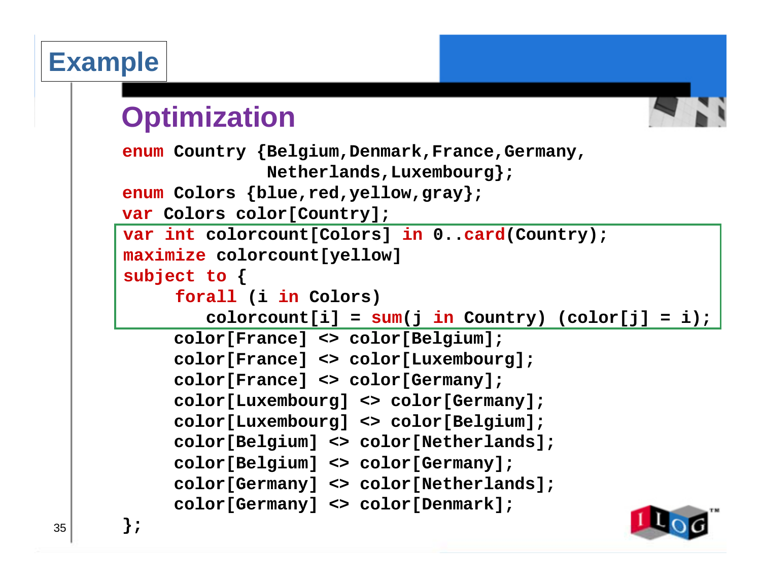# Example

## Optimization

```
enum Country {Belgium,Denmark,France,Germany,
              Netherlands,Luxembourg};
enum Colors {blue,red,yellow,gray};
var Colors color[Country];
var int colorcount[Colors] in 0..card(Country);
maximize colorcount[yellow]
subject to {
     forall (i in Colors)
        colorcount[i] = sum(j in Country) (color[j] = i);
     color[France] <> color[Belgium];
     color[France] <> color[Luxembourg];
     color[France] <> color[Germany];
     color[Luxembourg] <> color[Germany];
     color[Luxembourg] <> color[Belgium];
     color[Belgium] <> color[Netherlands];
     color[Belgium] <> color[Germany];
     color[Germany] <> color[Netherlands];
     color[Germany] <> color[Denmark];
};
```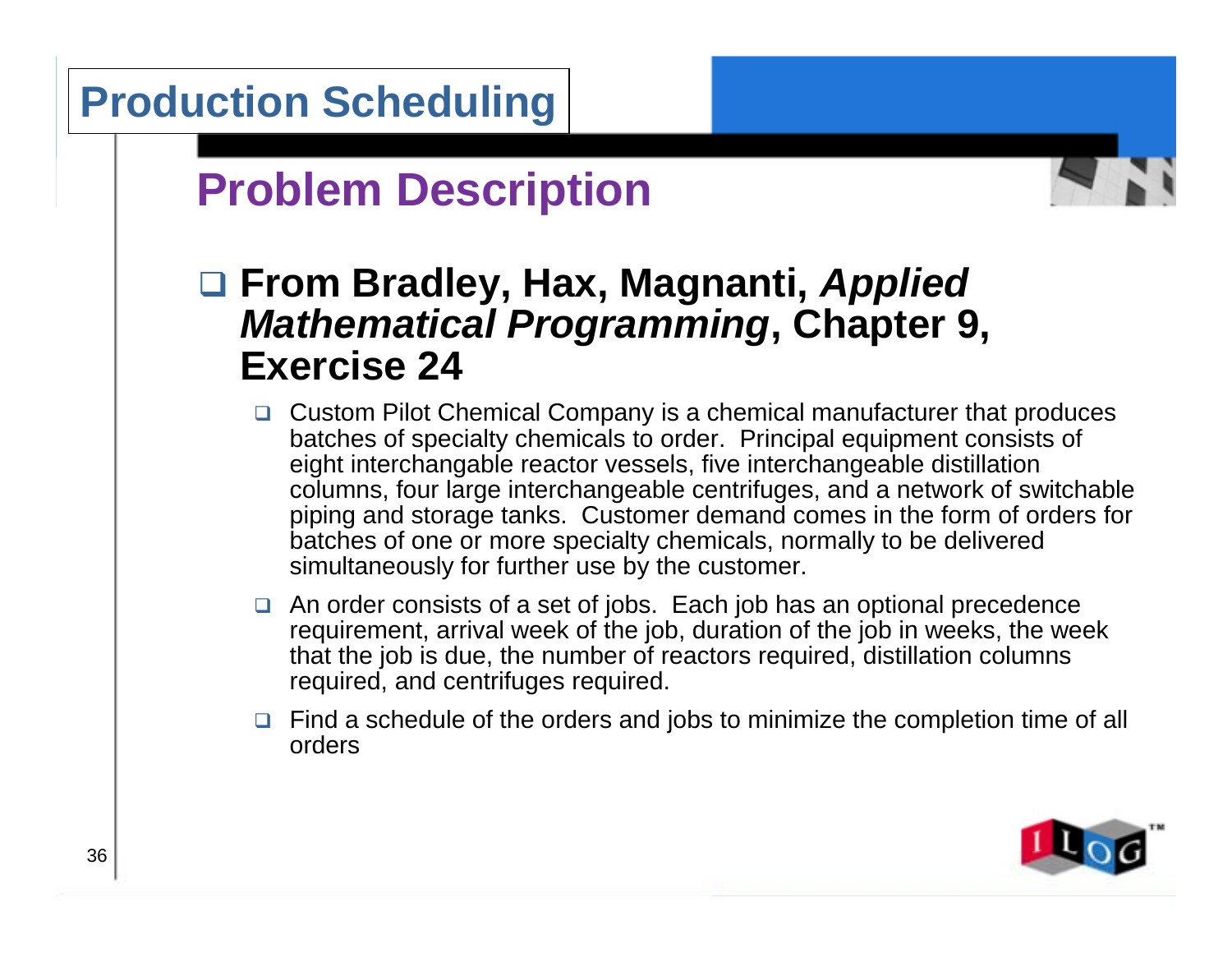# Production Scheduling

## Problem Description

- **From Bradley, Hax, Magnanti, *Applied Mathematical Programming*, Chapter 9, Exercise 24**
  - Custom Pilot Chemical Company is a chemical manufacturer that produces batches of specialty chemicals to order. Principal equipment consists of eight interchangable reactor vessels, five interchangeable distillation columns, four large interchangeable centrifuges, and a network of switchable piping and storage tanks. Customer demand comes in the form of orders for batches of one or more specialty chemicals, normally to be delivered simultaneously for further use by the customer.
  - An order consists of a set of jobs. Each job has an optional precedence requirement, arrival week of the job, duration of the job in weeks, the week that the job is due, the number of reactors required, distillation columns required, and centrifuges required.
  - Find a schedule of the orders and jobs to minimize the completion time of all orders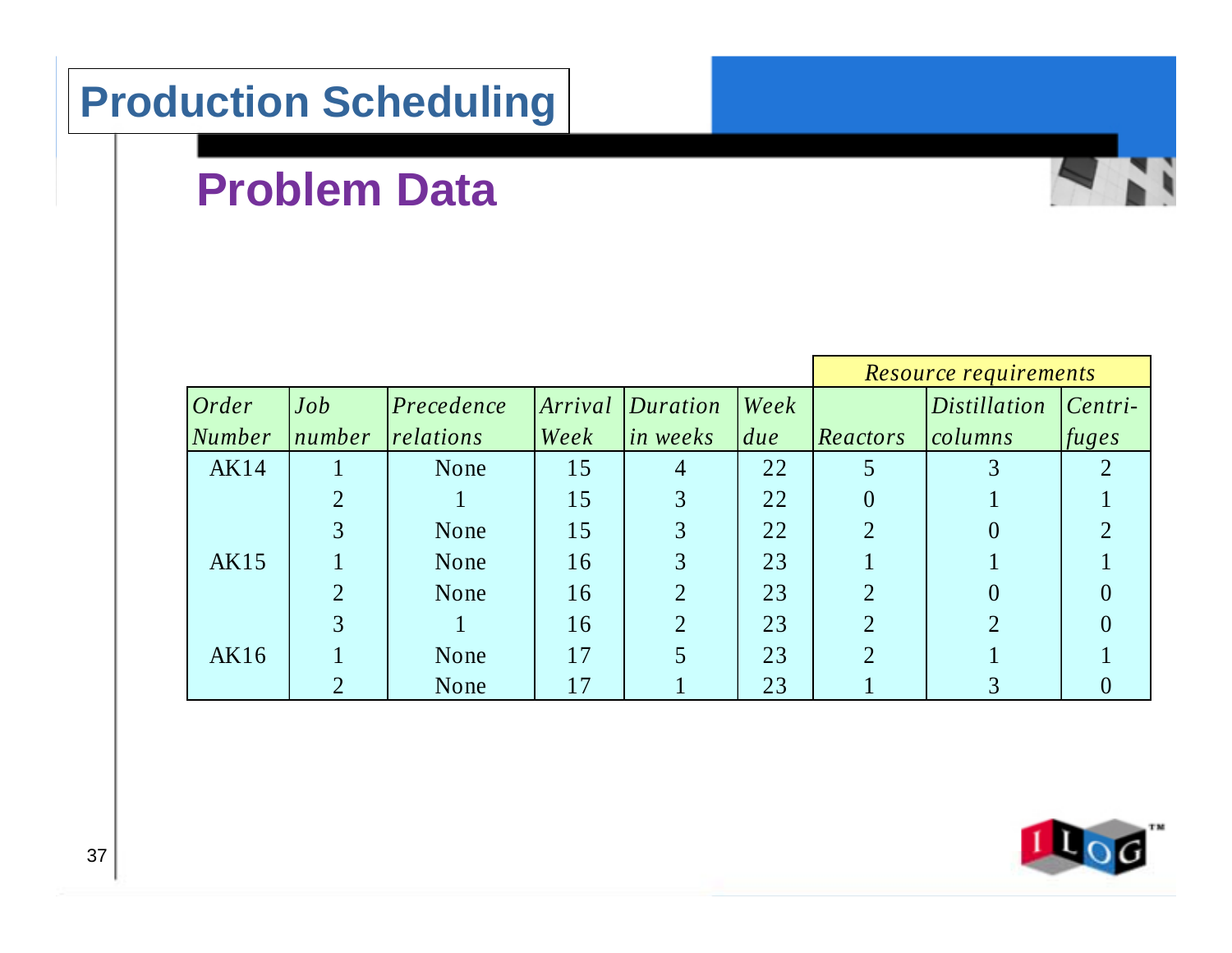# Production Scheduling

## Problem Data

| | | | | | | Resource requirements | | |
|---|---|---|---|---|---|---|---|---|
| *Order Number* | *Job number* | *Precedence relations* | *Arrival Week* | *Duration in weeks* | *Week due* | *Reactors* | *Distillation columns* | *Centri-fuges* |
| AK14 | 1 | None | 15 | 4 | 22 | 5 | 3 | 2 |
| | 2 | 1 | 15 | 3 | 22 | 0 | 1 | 1 |
| | 3 | None | 15 | 3 | 22 | 2 | 0 | 2 |
| AK15 | 1 | None | 16 | 3 | 23 | 1 | 1 | 1 |
| | 2 | None | 16 | 2 | 23 | 2 | 0 | 0 |
| | 3 | 1 | 16 | 2 | 23 | 2 | 2 | 0 |
| AK16 | 1 | None | 17 | 5 | 23 | 2 | 1 | 1 |
| | 2 | None | 17 | 1 | 23 | 1 | 3 | 0 |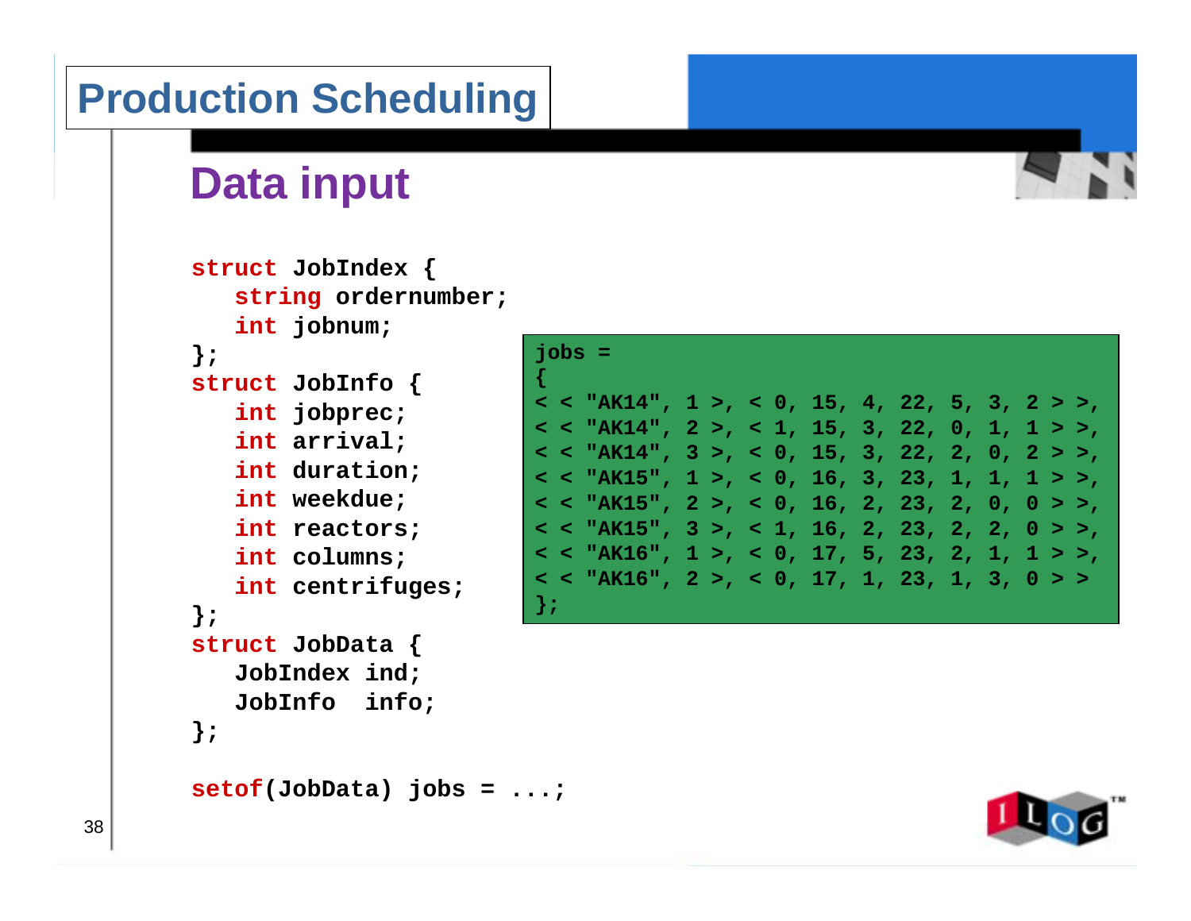# Production Scheduling

## Data input

```
struct JobIndex {
   string ordernumber;
   int jobnum;
};
struct JobInfo {
   int jobprec;
   int arrival;
   int duration;
   int weekdue;
   int reactors;
   int columns;
   int centrifuges;
};
struct JobData {
   JobIndex ind;
   JobInfo  info;
};

setof(JobData) jobs = ...;
```

```
jobs =
{
< < "AK14", 1 >, < 0, 15, 4, 22, 5, 3, 2 > >,
< < "AK14", 2 >, < 1, 15, 3, 22, 0, 1, 1 > >,
< < "AK14", 3 >, < 0, 15, 3, 22, 2, 0, 2 > >,
< < "AK15", 1 >, < 0, 16, 3, 23, 1, 1, 1 > >,
< < "AK15", 2 >, < 0, 16, 2, 23, 2, 0, 0 > >,
< < "AK15", 3 >, < 1, 16, 2, 23, 2, 2, 0 > >,
< < "AK16", 1 >, < 0, 17, 5, 23, 2, 1, 1 > >,
< < "AK16", 2 >, < 0, 17, 1, 23, 1, 3, 0 > >
};
```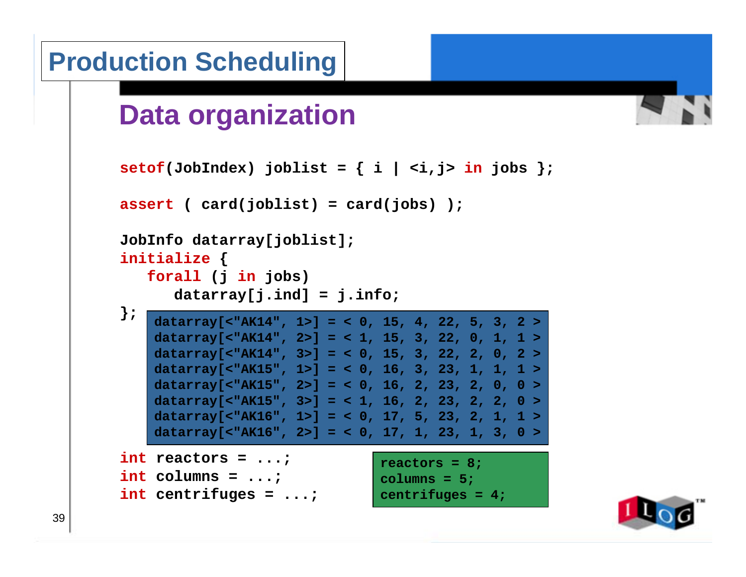# Production Scheduling

## Data organization

```
setof(JobIndex) joblist = { i | <i,j> in jobs };

assert ( card(joblist) = card(jobs) );

JobInfo datarray[joblist];
initialize {
   forall (j in jobs)
      datarray[j.ind] = j.info;
};
```

```
datarray[<"AK14", 1>] = < 0, 15, 4, 22, 5, 3, 2 >
datarray[<"AK14", 2>] = < 1, 15, 3, 22, 0, 1, 1 >
datarray[<"AK14", 3>] = < 0, 15, 3, 22, 2, 0, 2 >
datarray[<"AK15", 1>] = < 0, 16, 3, 23, 1, 1, 1 >
datarray[<"AK15", 2>] = < 0, 16, 2, 23, 2, 0, 0 >
datarray[<"AK15", 3>] = < 1, 16, 2, 23, 2, 2, 0 >
datarray[<"AK16", 1>] = < 0, 17, 5, 23, 2, 1, 1 >
datarray[<"AK16", 2>] = < 0, 17, 1, 23, 1, 3, 0 >
```

```
int reactors = ...;
int columns = ...;
int centrifuges = ...;
```

```
reactors = 8;
columns = 5;
centrifuges = 4;
```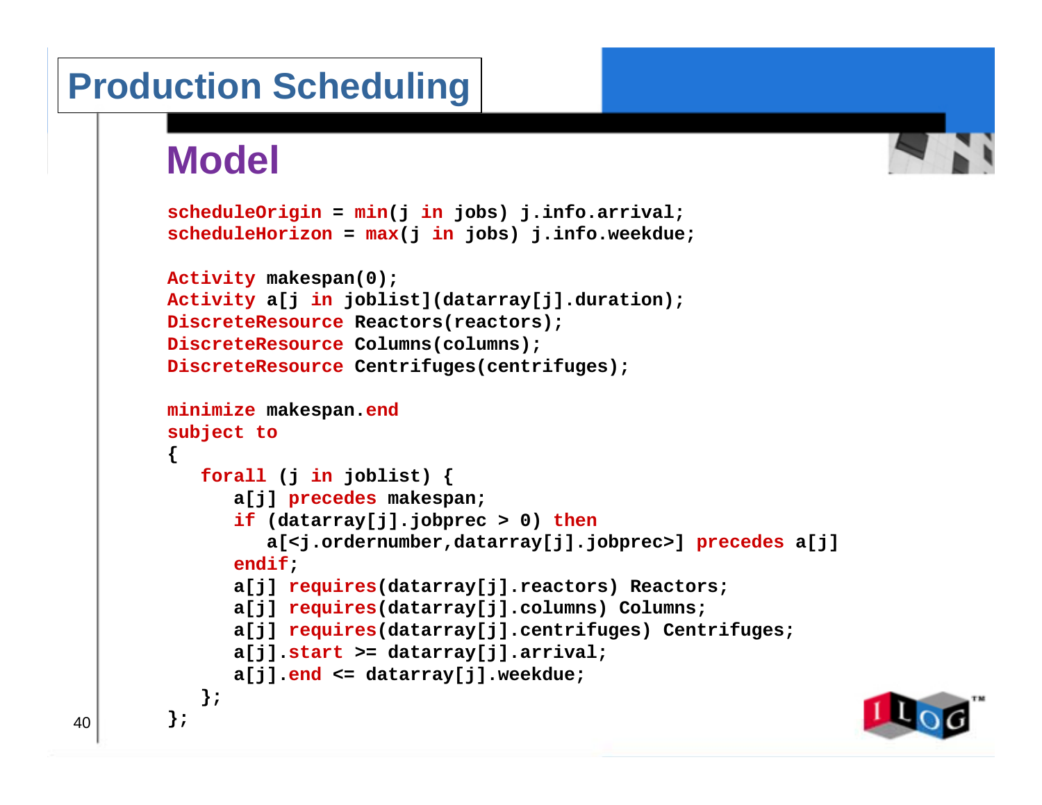# Production Scheduling

## Model

```
scheduleOrigin = min(j in jobs) j.info.arrival;
scheduleHorizon = max(j in jobs) j.info.weekdue;

Activity makespan(0);
Activity a[j in joblist](datarray[j].duration);
DiscreteResource Reactors(reactors);
DiscreteResource Columns(columns);
DiscreteResource Centrifuges(centrifuges);

minimize makespan.end
subject to
{
   forall (j in joblist) {
      a[j] precedes makespan;
      if (datarray[j].jobprec > 0) then
         a[<j.ordernumber,datarray[j].jobprec>] precedes a[j]
      endif;
      a[j] requires(datarray[j].reactors) Reactors;
      a[j] requires(datarray[j].columns) Columns;
      a[j] requires(datarray[j].centrifuges) Centrifuges;
      a[j].start >= datarray[j].arrival;
      a[j].end <= datarray[j].weekdue;
   };
};
```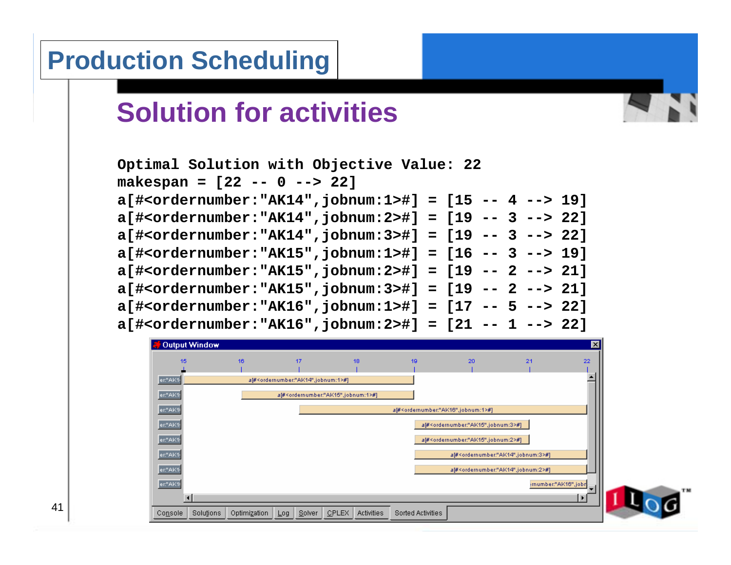# Production Scheduling

## Solution for activities

```
Optimal Solution with Objective Value: 22
makespan = [22 -- 0 --> 22]
a[#<ordernumber:"AK14",jobnum:1>#] = [15 -- 4 --> 19]
a[#<ordernumber:"AK14",jobnum:2>#] = [19 -- 3 --> 22]
a[#<ordernumber:"AK14",jobnum:3>#] = [19 -- 3 --> 22]
a[#<ordernumber:"AK15",jobnum:1>#] = [16 -- 3 --> 19]
a[#<ordernumber:"AK15",jobnum:2>#] = [19 -- 2 --> 21]
a[#<ordernumber:"AK15",jobnum:3>#] = [19 -- 2 --> 21]
a[#<ordernumber:"AK16",jobnum:1>#] = [17 -- 5 --> 22]
a[#<ordernumber:"AK16",jobnum:2>#] = [21 -- 1 --> 22]
```

Output Window

| | 15 | 16 | 17 | 18 | 19 | 20 | 21 | 22 |
|---|---|---|---|---|---|---|---|---|
| er:"AK1 | a[#<ordernumber:"AK14",jobnum:1>#] | | | | | | | |
| er:"AK1 | | a[#<ordernumber:"AK15",jobnum:1>#] | | | | | | |
| er:"AK1 | | | a[#<ordernumber:"AK16",jobnum:1>#] | | | | | |
| er:"AK1 | | | | | a[#<ordernumber:"AK15",jobnum:3>#] | | | |
| er:"AK1 | | | | | a[#<ordernumber:"AK15",jobnum:2>#] | | | |
| er:"AK1 | | | | | a[#<ordernumber:"AK14",jobnum:3>#] | | | |
| er:"AK1 | | | | | a[#<ordernumber:"AK14",jobnum:2>#] | | | |
| er:"AK1 | | | | | | | :rnumber:"AK16",jobr | |

Console | Solutions | Optimization | Log | Solver | CPLEX | Activities | Sorted Activities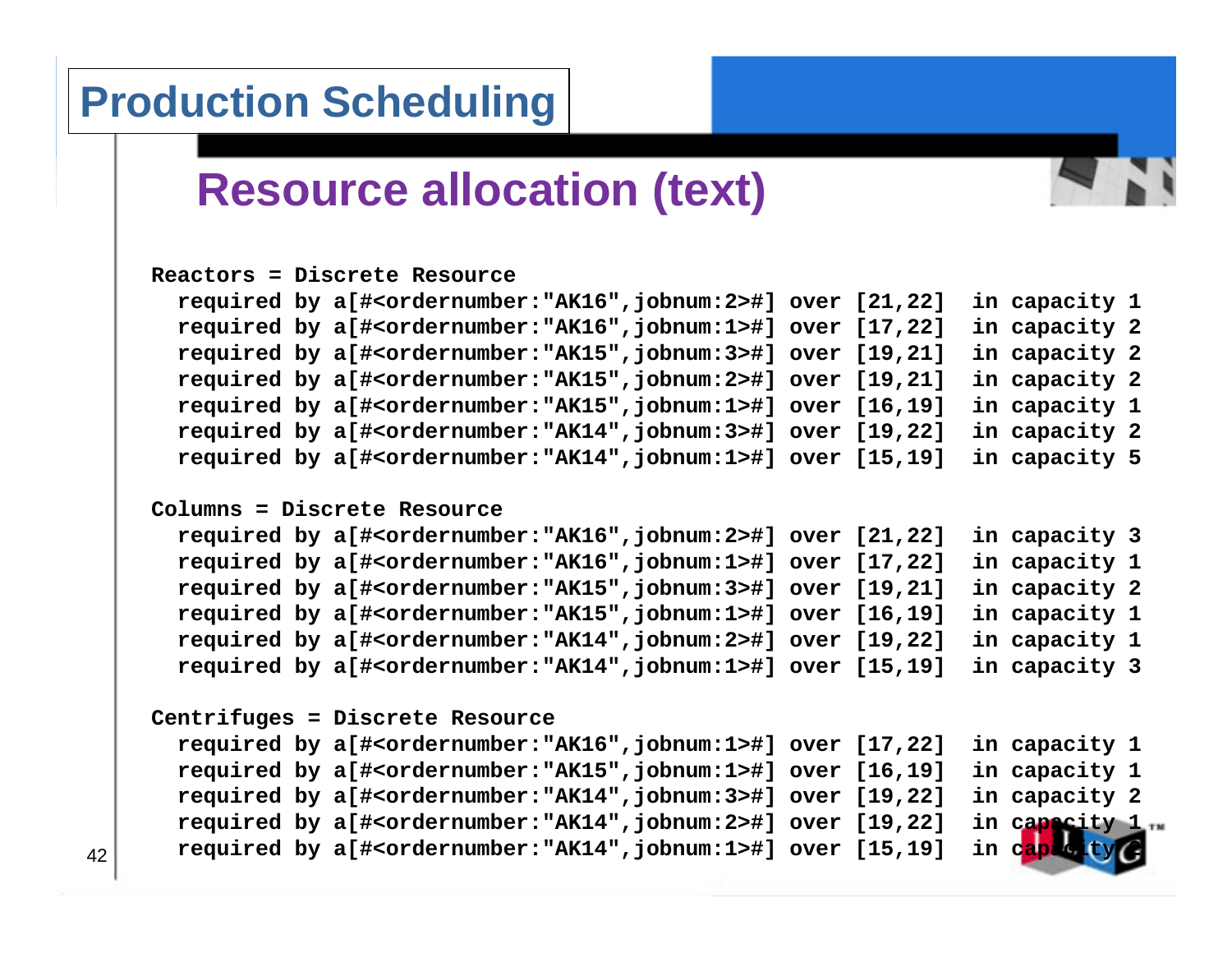# Production Scheduling

## Resource allocation (text)

```
Reactors = Discrete Resource
  required by a[#<ordernumber:"AK16",jobnum:2>#] over [21,22]  in capacity 1
  required by a[#<ordernumber:"AK16",jobnum:1>#] over [17,22]  in capacity 2
  required by a[#<ordernumber:"AK15",jobnum:3>#] over [19,21]  in capacity 2
  required by a[#<ordernumber:"AK15",jobnum:2>#] over [19,21]  in capacity 2
  required by a[#<ordernumber:"AK15",jobnum:1>#] over [16,19]  in capacity 1
  required by a[#<ordernumber:"AK14",jobnum:3>#] over [19,22]  in capacity 2
  required by a[#<ordernumber:"AK14",jobnum:1>#] over [15,19]  in capacity 5

Columns = Discrete Resource
  required by a[#<ordernumber:"AK16",jobnum:2>#] over [21,22]  in capacity 3
  required by a[#<ordernumber:"AK16",jobnum:1>#] over [17,22]  in capacity 1
  required by a[#<ordernumber:"AK15",jobnum:3>#] over [19,21]  in capacity 2
  required by a[#<ordernumber:"AK15",jobnum:1>#] over [16,19]  in capacity 1
  required by a[#<ordernumber:"AK14",jobnum:2>#] over [19,22]  in capacity 1
  required by a[#<ordernumber:"AK14",jobnum:1>#] over [15,19]  in capacity 3

Centrifuges = Discrete Resource
  required by a[#<ordernumber:"AK16",jobnum:1>#] over [17,22]  in capacity 1
  required by a[#<ordernumber:"AK15",jobnum:1>#] over [16,19]  in capacity 1
  required by a[#<ordernumber:"AK14",jobnum:3>#] over [19,22]  in capacity 2
  required by a[#<ordernumber:"AK14",jobnum:2>#] over [19,22]  in capacity 1
  required by a[#<ordernumber:"AK14",jobnum:1>#] over [15,19]  in capacity 2
```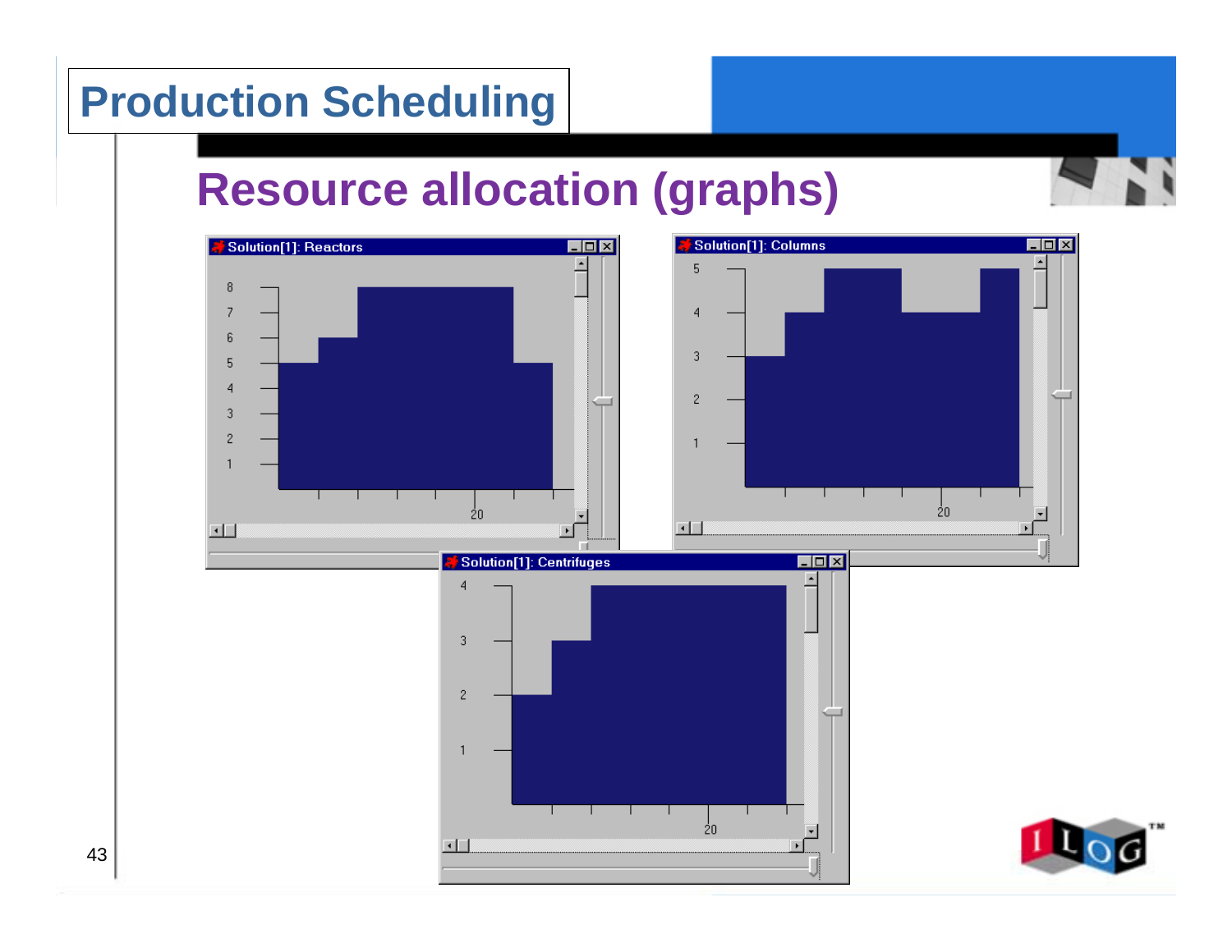# Production Scheduling

## Resource allocation (graphs)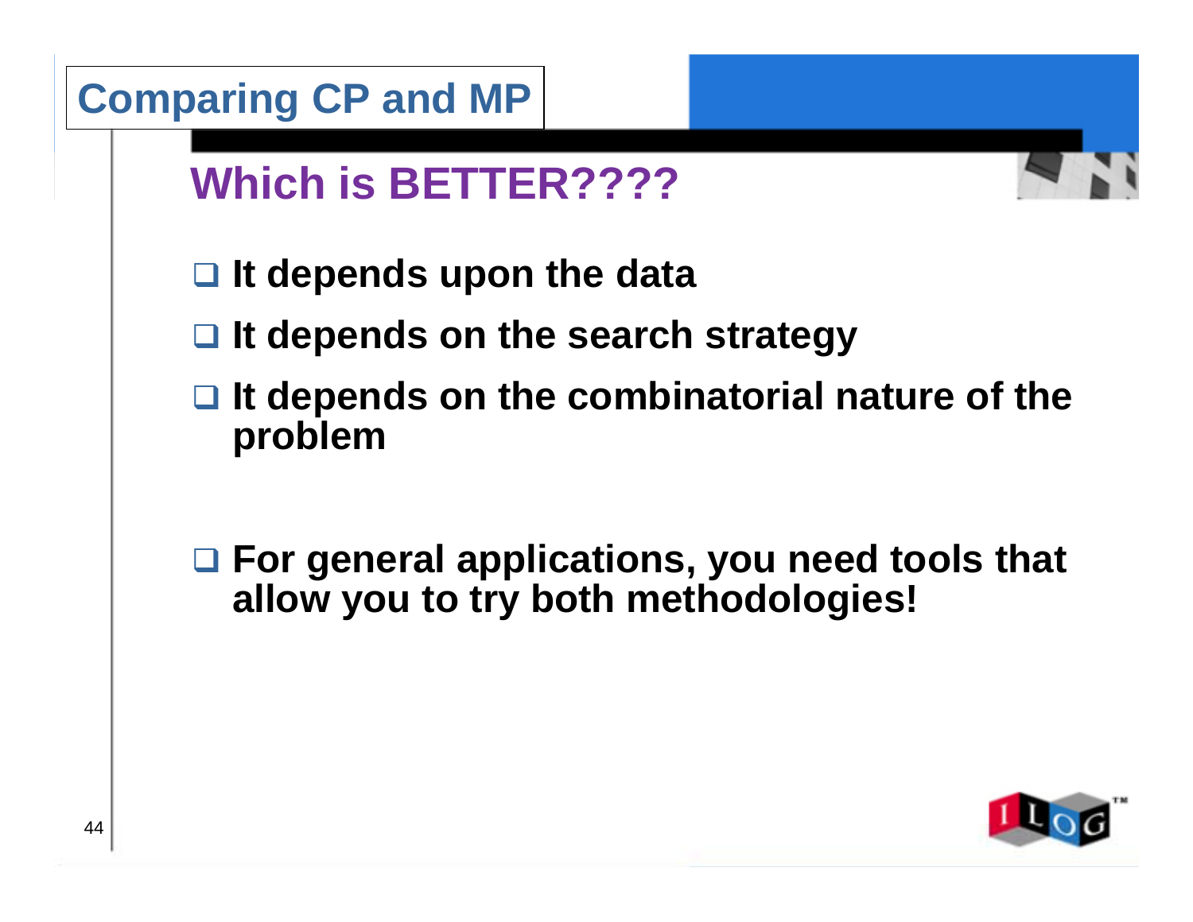# Comparing CP and MP

## Which is BETTER????

- It depends upon the data
- It depends on the search strategy
- It depends on the combinatorial nature of the problem

- For general applications, you need tools that allow you to try both methodologies!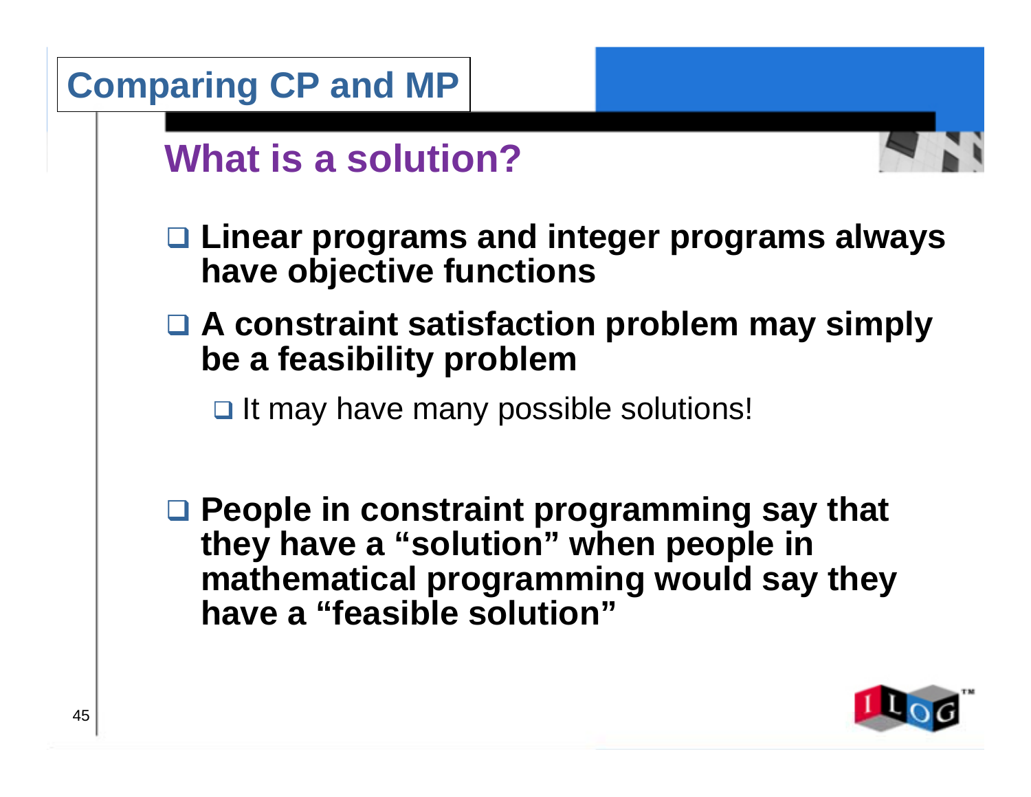# Comparing CP and MP

## What is a solution?

- **Linear programs and integer programs always have objective functions**
- **A constraint satisfaction problem may simply be a feasibility problem**
  - It may have many possible solutions!
- **People in constraint programming say that they have a "solution" when people in mathematical programming would say they have a "feasible solution"**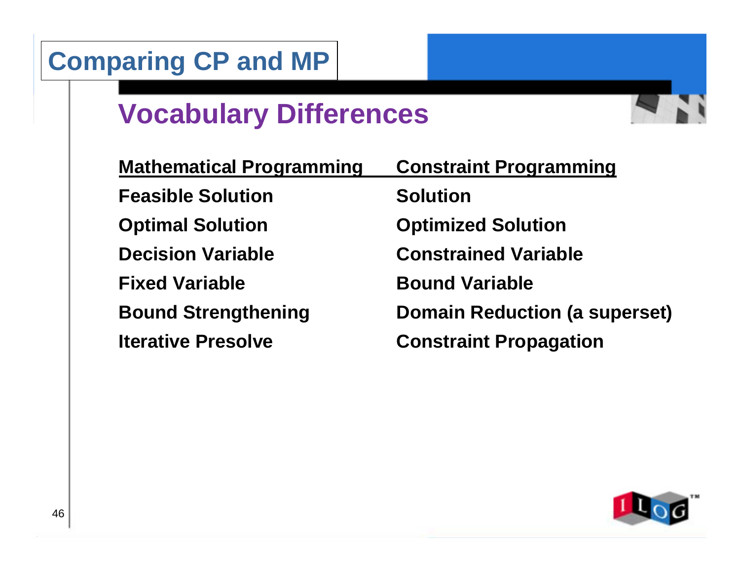# Comparing CP and MP

## Vocabulary Differences

| Mathematical Programming | Constraint Programming |
| --- | --- |
| Feasible Solution | Solution |
| Optimal Solution | Optimized Solution |
| Decision Variable | Constrained Variable |
| Fixed Variable | Bound Variable |
| Bound Strengthening | Domain Reduction (a superset) |
| Iterative Presolve | Constraint Propagation |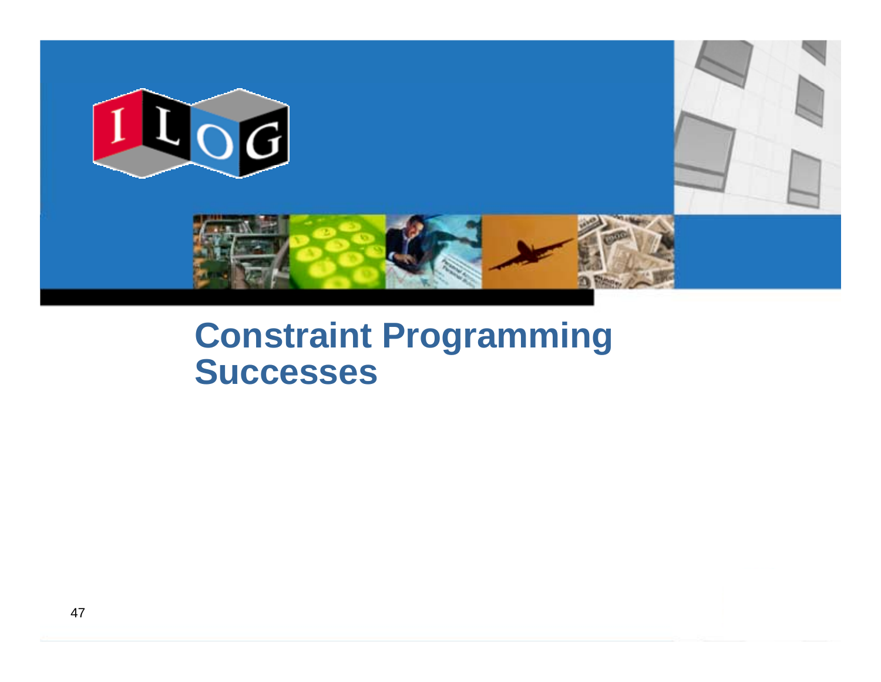# Constraint Programming Successes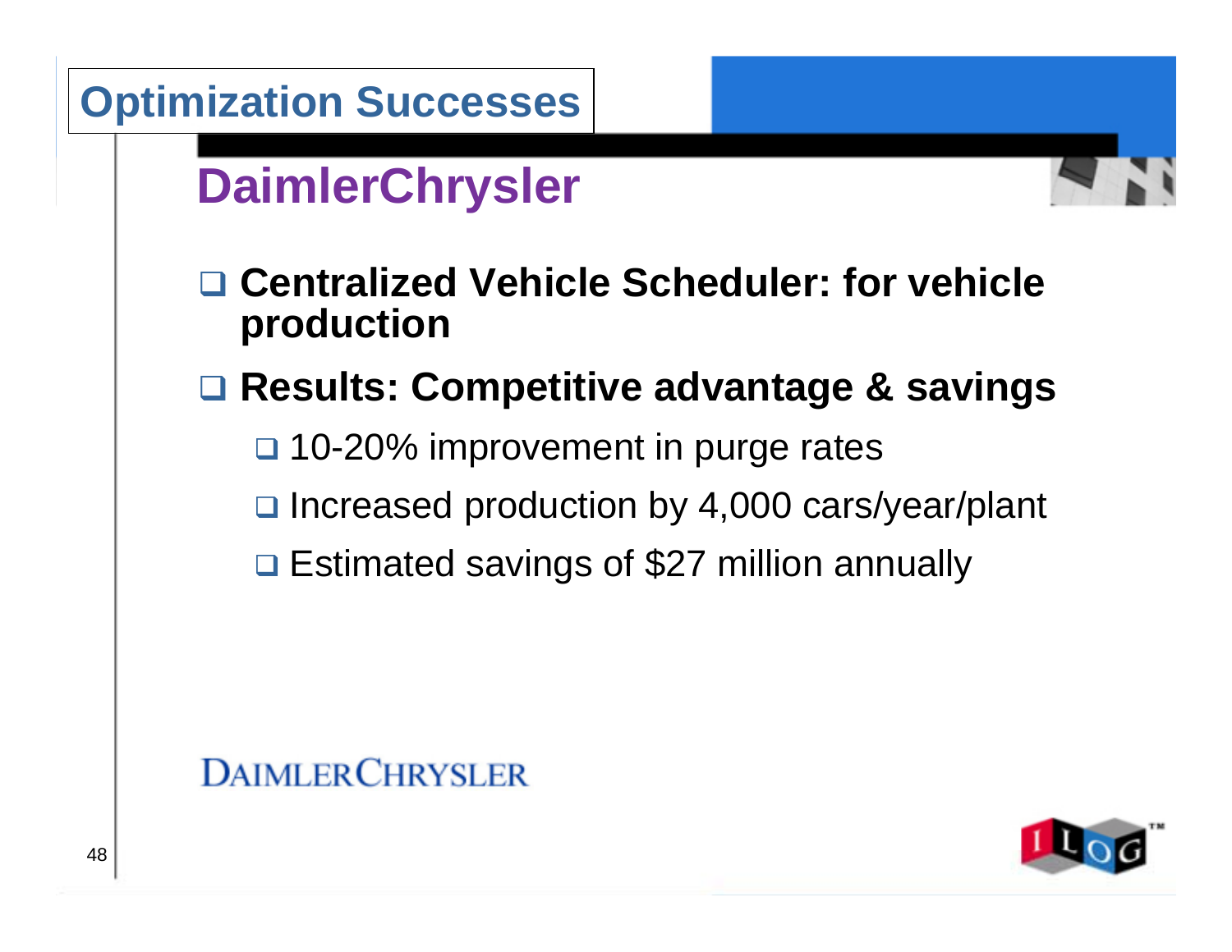# Optimization Successes

## DaimlerChrysler

- **Centralized Vehicle Scheduler: for vehicle production**
- **Results: Competitive advantage & savings**
  - 10-20% improvement in purge rates
  - Increased production by 4,000 cars/year/plant
  - Estimated savings of $27 million annually

DAIMLERCHRYSLER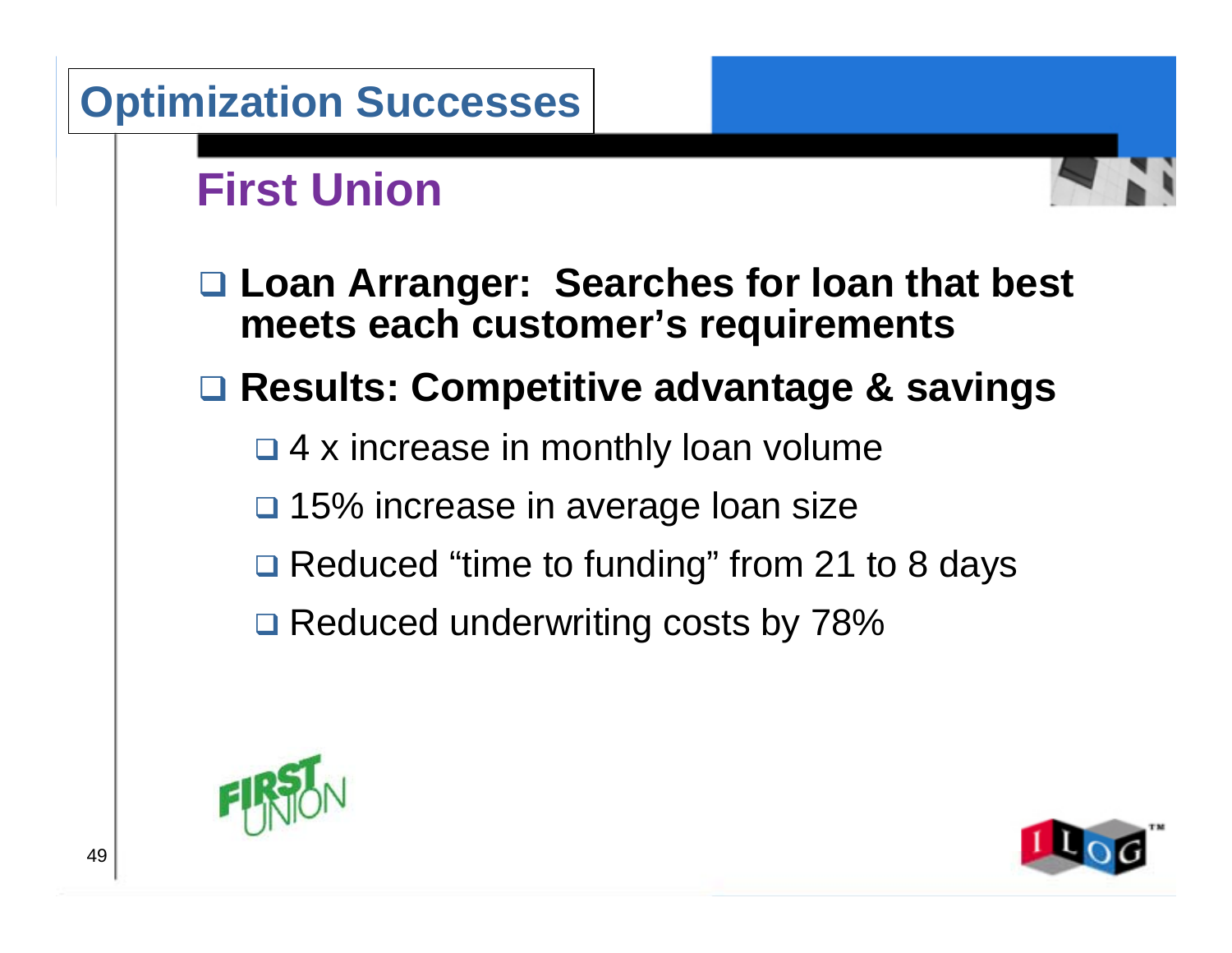# Optimization Successes

## First Union

- **Loan Arranger: Searches for loan that best meets each customer's requirements**
- **Results: Competitive advantage & savings**
  - 4 x increase in monthly loan volume
  - 15% increase in average loan size
  - Reduced "time to funding" from 21 to 8 days
  - Reduced underwriting costs by 78%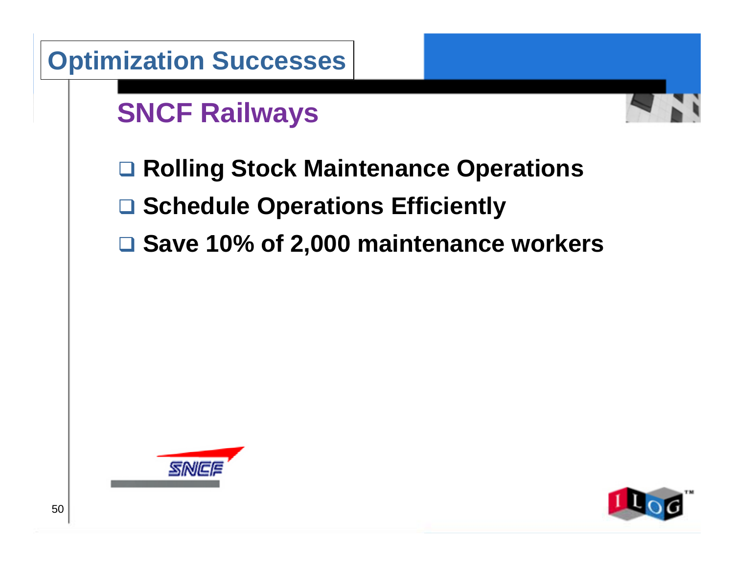# Optimization Successes

## SNCF Railways

- Rolling Stock Maintenance Operations
- Schedule Operations Efficiently
- Save 10% of 2,000 maintenance workers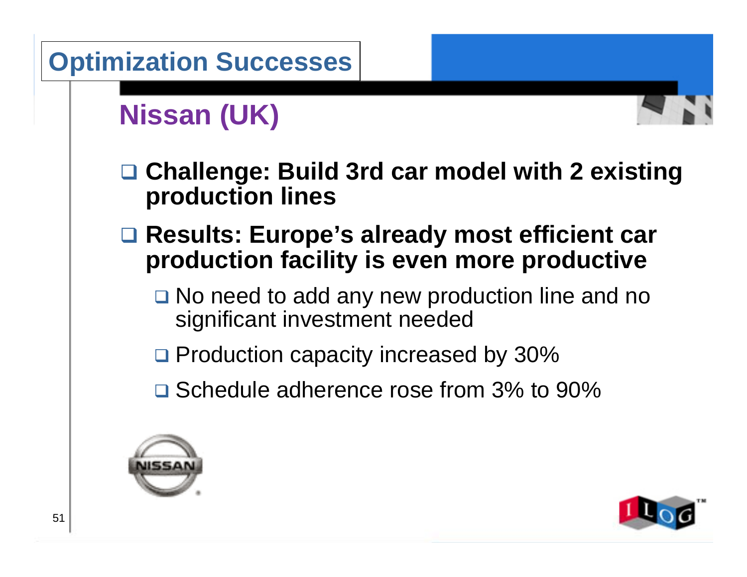# Optimization Successes

## Nissan (UK)

- **Challenge: Build 3rd car model with 2 existing production lines**
- **Results: Europe's already most efficient car production facility is even more productive**
  - No need to add any new production line and no significant investment needed
  - Production capacity increased by 30%
  - Schedule adherence rose from 3% to 90%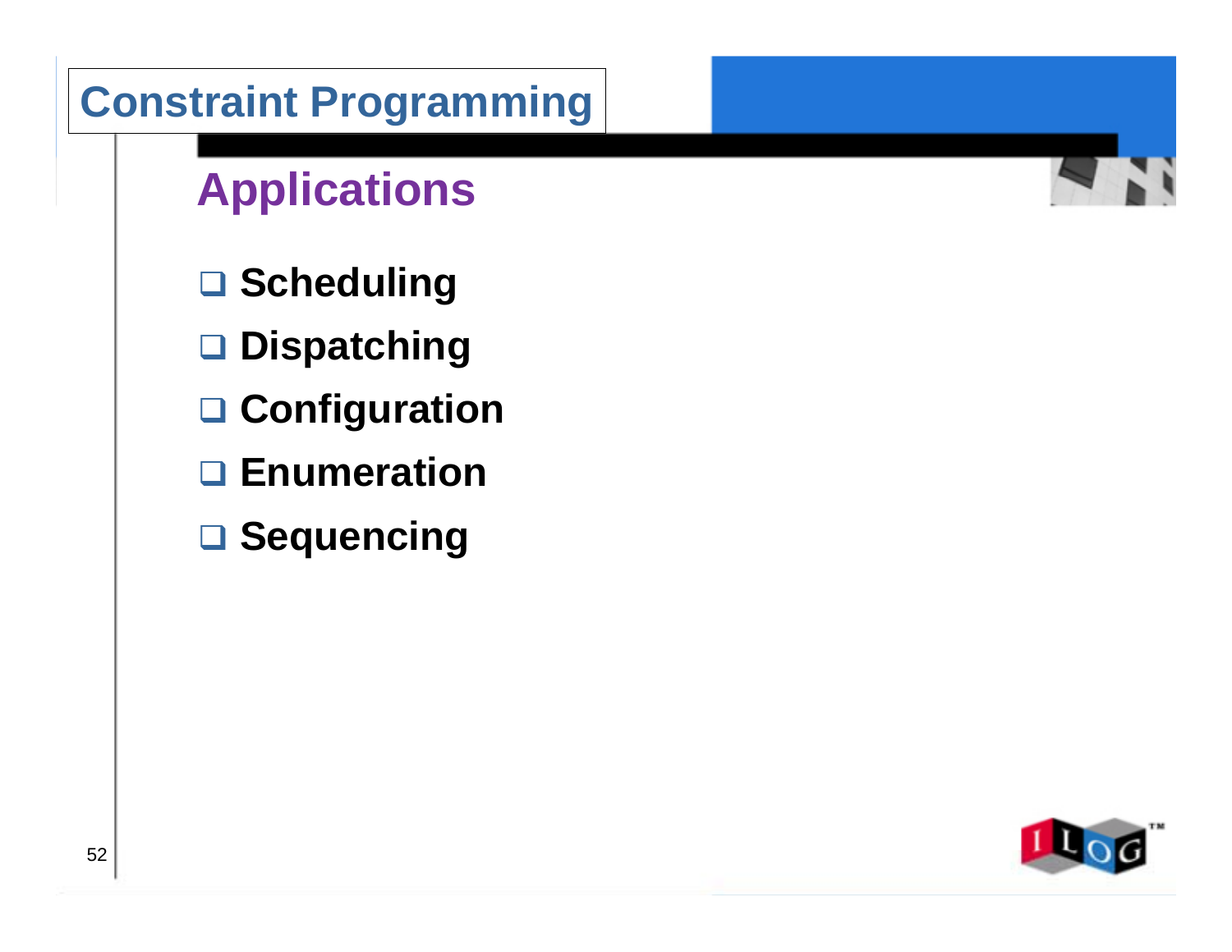# Constraint Programming

## Applications

- Scheduling
- Dispatching
- Configuration
- Enumeration
- Sequencing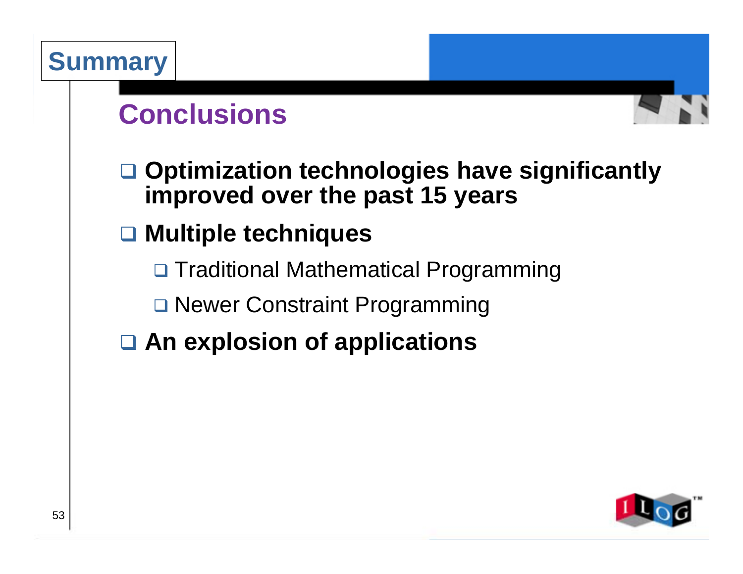# Summary

## Conclusions

- **Optimization technologies have significantly improved over the past 15 years**
- **Multiple techniques**
  - Traditional Mathematical Programming
  - Newer Constraint Programming
- **An explosion of applications**